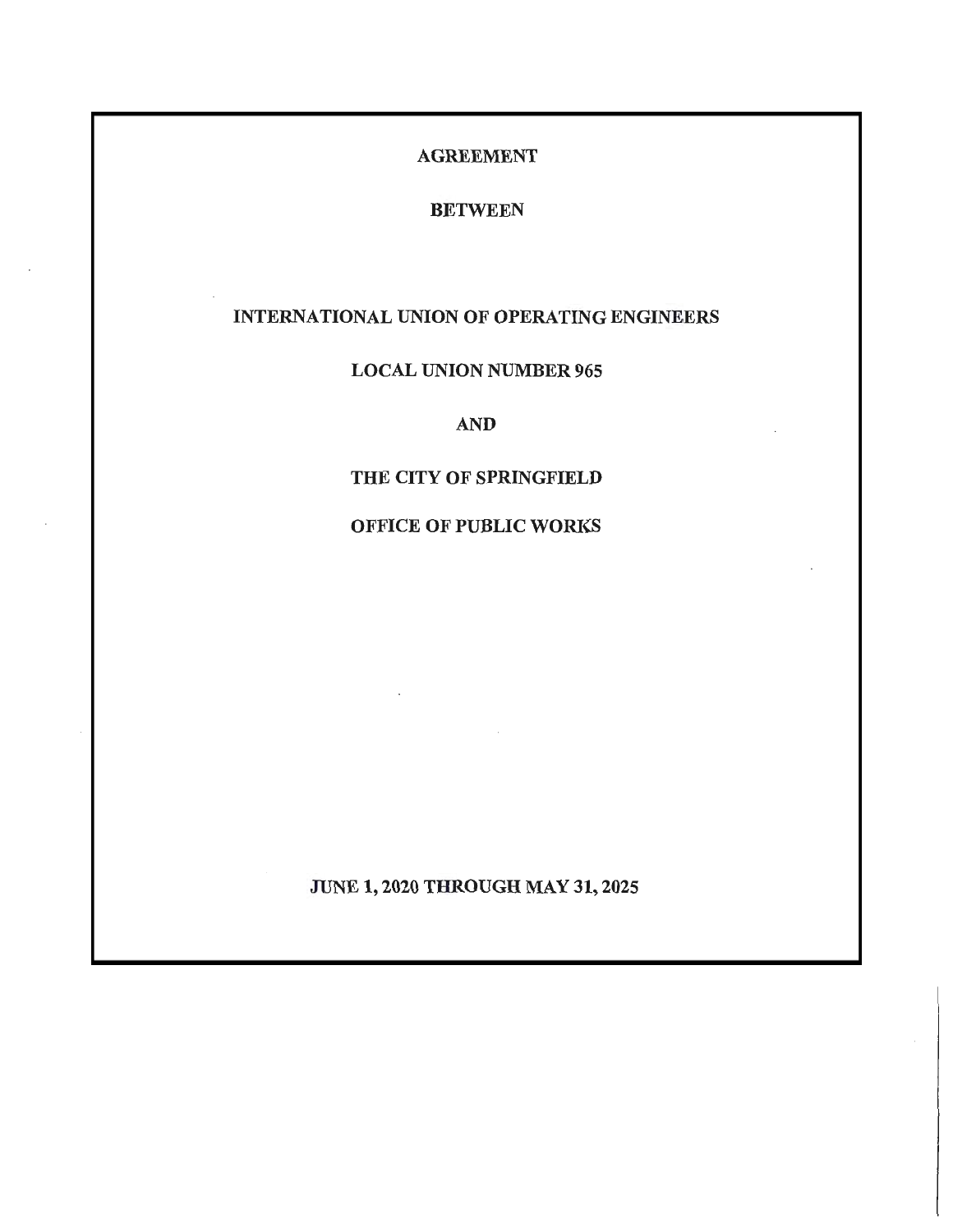# AGREEMENT

# BETWEEN

# INTERNATIONAL UNION OF OPERATING ENGINEERS

# LOCAL UNION NUMBER 965

# AND

# THE CITY OF SPRINGFIELD

# OFFICE OF PUBLIC WORKS

**JUNE 1, 2020 THROUGH MAY 31, 2025**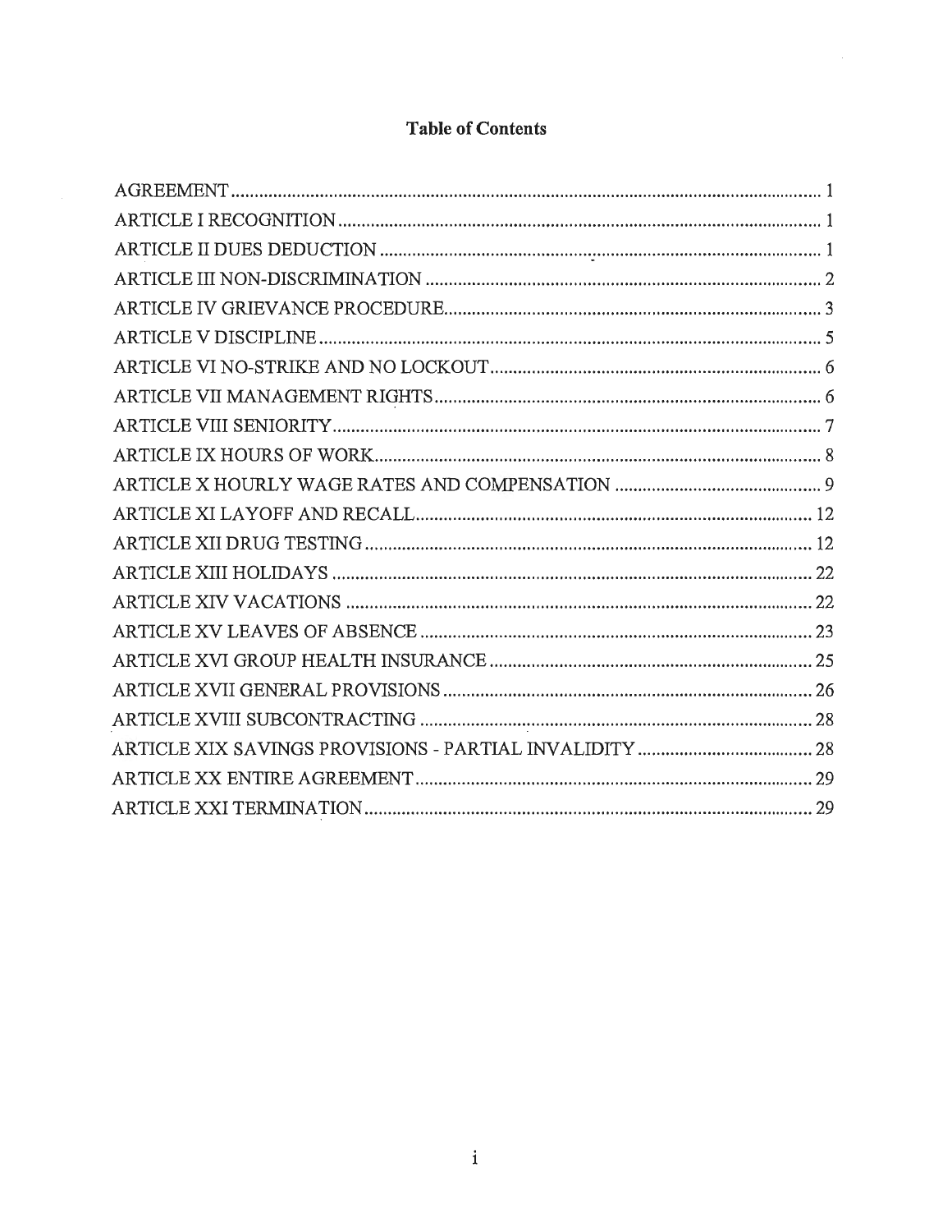# Table of Contents

AGREEMENT ........ 1
ARTICLE I RECOGNITION ........ 1
ARTICLE II DUES DEDUCTION ........ 1
ARTICLE III NON-DISCRIMINATION ........ 2
ARTICLE IV GRIEVANCE PROCEDURE ........ 3
ARTICLE V DISCIPLINE ........ 5
ARTICLE VI NO-STRIKE AND NO LOCKOUT ........ 6
ARTICLE VII MANAGEMENT RIGHTS ........ 6
ARTICLE VIII SENIORITY ........ 7
ARTICLE IX HOURS OF WORK ........ 8
ARTICLE X HOURLY WAGE RATES AND COMPENSATION ........ 9
ARTICLE XI LAYOFF AND RECALL ........ 12
ARTICLE XII DRUG TESTING ........ 12
ARTICLE XIII HOLIDAYS ........ 22
ARTICLE XIV VACATIONS ........ 22
ARTICLE XV LEAVES OF ABSENCE ........ 23
ARTICLE XVI GROUP HEALTH INSURANCE ........ 25
ARTICLE XVII GENERAL PROVISIONS ........ 26
ARTICLE XVIII SUBCONTRACTING ........ 28
ARTICLE XIX SAVINGS PROVISIONS - PARTIAL INVALIDITY ........ 28
ARTICLE XX ENTIRE AGREEMENT ........ 29
ARTICLE XXI TERMINATION ........ 29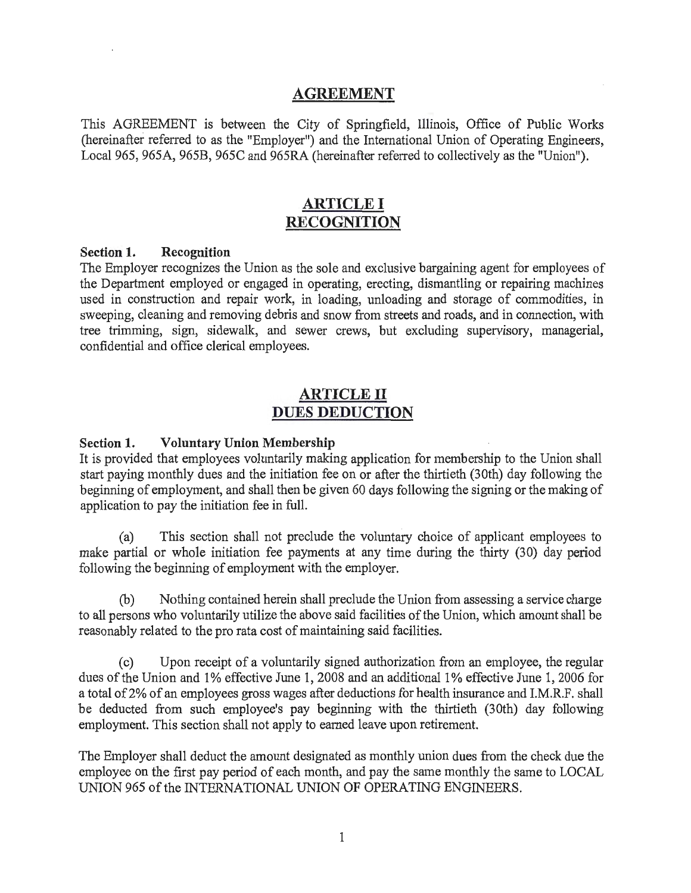# AGREEMENT

This AGREEMENT is between the City of Springfield, Illinois, Office of Public Works (hereinafter referred to as the "Employer") and the International Union of Operating Engineers, Local 965, 965A, 965B, 965C and 965RA (hereinafter referred to collectively as the "Union").

# ARTICLE I
# RECOGNITION

**Section 1. Recognition**
The Employer recognizes the Union as the sole and exclusive bargaining agent for employees of the Department employed or engaged in operating, erecting, dismantling or repairing machines used in construction and repair work, in loading, unloading and storage of commodities, in sweeping, cleaning and removing debris and snow from streets and roads, and in connection, with tree trimming, sign, sidewalk, and sewer crews, but excluding supervisory, managerial, confidential and office clerical employees.

# ARTICLE II
# DUES DEDUCTION

**Section 1. Voluntary Union Membership**
It is provided that employees voluntarily making application for membership to the Union shall start paying monthly dues and the initiation fee on or after the thirtieth (30th) day following the beginning of employment, and shall then be given 60 days following the signing or the making of application to pay the initiation fee in full.

(a) This section shall not preclude the voluntary choice of applicant employees to make partial or whole initiation fee payments at any time during the thirty (30) day period following the beginning of employment with the employer.

(b) Nothing contained herein shall preclude the Union from assessing a service charge to all persons who voluntarily utilize the above said facilities of the Union, which amount shall be reasonably related to the pro rata cost of maintaining said facilities.

(c) Upon receipt of a voluntarily signed authorization from an employee, the regular dues of the Union and 1% effective June 1, 2008 and an additional 1% effective June 1, 2006 for a total of 2% of an employees gross wages after deductions for health insurance and I.M.R.F. shall be deducted from such employee's pay beginning with the thirtieth (30th) day following employment. This section shall not apply to earned leave upon retirement.

The Employer shall deduct the amount designated as monthly union dues from the check due the employee on the first pay period of each month, and pay the same monthly the same to LOCAL UNION 965 of the INTERNATIONAL UNION OF OPERATING ENGINEERS.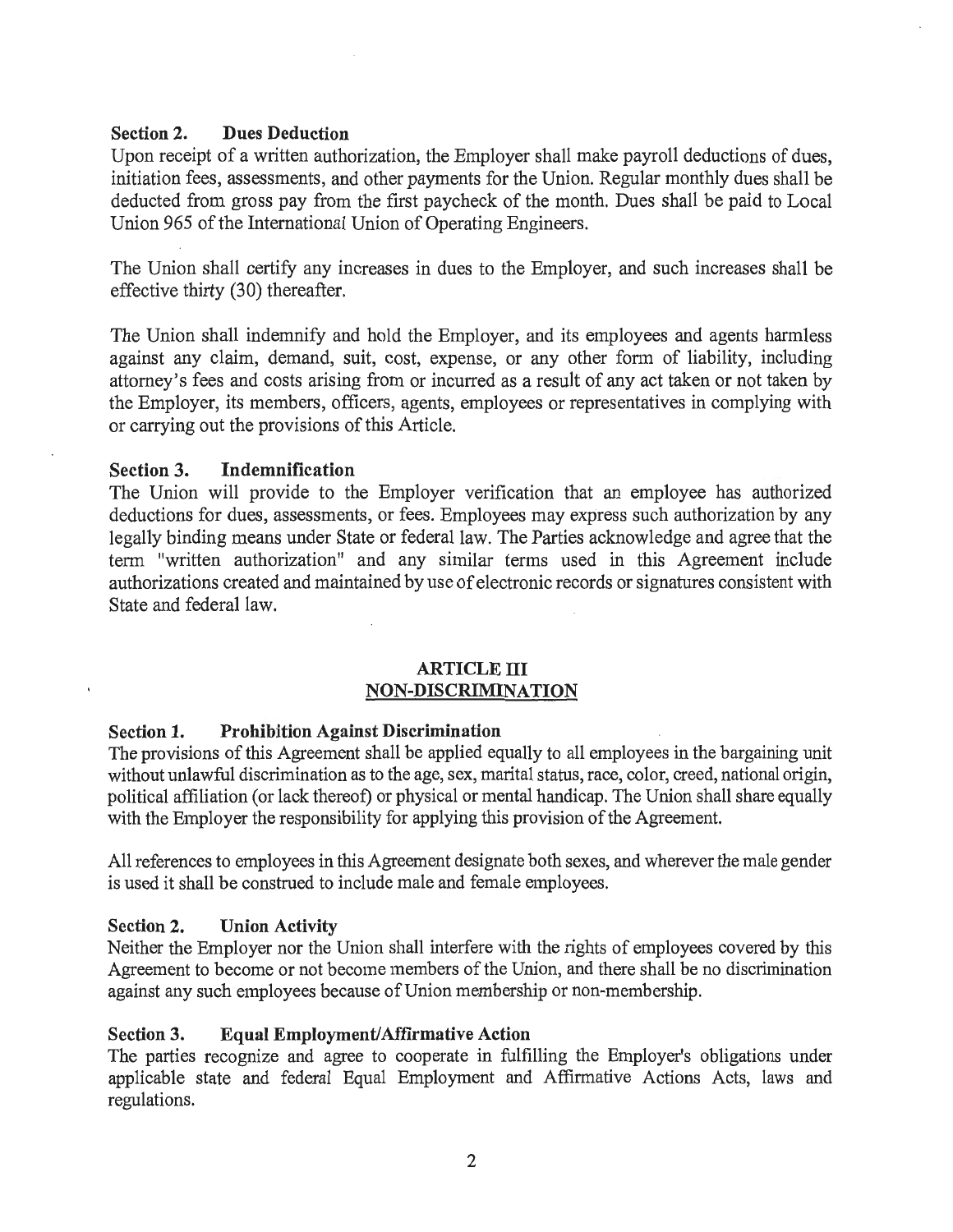**Section 2. Dues Deduction**

Upon receipt of a written authorization, the Employer shall make payroll deductions of dues, initiation fees, assessments, and other payments for the Union. Regular monthly dues shall be deducted from gross pay from the first paycheck of the month. Dues shall be paid to Local Union 965 of the International Union of Operating Engineers.

The Union shall certify any increases in dues to the Employer, and such increases shall be effective thirty (30) thereafter.

The Union shall indemnify and hold the Employer, and its employees and agents harmless against any claim, demand, suit, cost, expense, or any other form of liability, including attorney's fees and costs arising from or incurred as a result of any act taken or not taken by the Employer, its members, officers, agents, employees or representatives in complying with or carrying out the provisions of this Article.

**Section 3. Indemnification**

The Union will provide to the Employer verification that an employee has authorized deductions for dues, assessments, or fees. Employees may express such authorization by any legally binding means under State or federal law. The Parties acknowledge and agree that the term "written authorization" and any similar terms used in this Agreement include authorizations created and maintained by use of electronic records or signatures consistent with State and federal law.

## ARTICLE III
## NON-DISCRIMINATION

**Section 1. Prohibition Against Discrimination**

The provisions of this Agreement shall be applied equally to all employees in the bargaining unit without unlawful discrimination as to the age, sex, marital status, race, color, creed, national origin, political affiliation (or lack thereof) or physical or mental handicap. The Union shall share equally with the Employer the responsibility for applying this provision of the Agreement.

All references to employees in this Agreement designate both sexes, and wherever the male gender is used it shall be construed to include male and female employees.

**Section 2. Union Activity**

Neither the Employer nor the Union shall interfere with the rights of employees covered by this Agreement to become or not become members of the Union, and there shall be no discrimination against any such employees because of Union membership or non-membership.

**Section 3. Equal Employment/Affirmative Action**

The parties recognize and agree to cooperate in fulfilling the Employer's obligations under applicable state and federal Equal Employment and Affirmative Actions Acts, laws and regulations.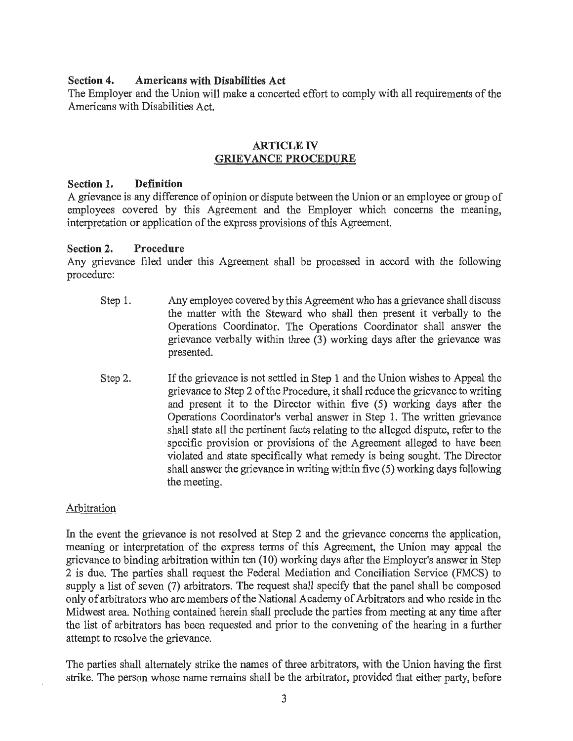**Section 4. Americans with Disabilities Act**
The Employer and the Union will make a concerted effort to comply with all requirements of the Americans with Disabilities Act.

## ARTICLE IV
## GRIEVANCE PROCEDURE

**Section 1. Definition**
A grievance is any difference of opinion or dispute between the Union or an employee or group of employees covered by this Agreement and the Employer which concerns the meaning, interpretation or application of the express provisions of this Agreement.

**Section 2. Procedure**
Any grievance filed under this Agreement shall be processed in accord with the following procedure:

Step 1. Any employee covered by this Agreement who has a grievance shall discuss the matter with the Steward who shall then present it verbally to the Operations Coordinator. The Operations Coordinator shall answer the grievance verbally within three (3) working days after the grievance was presented.

Step 2. If the grievance is not settled in Step 1 and the Union wishes to Appeal the grievance to Step 2 of the Procedure, it shall reduce the grievance to writing and present it to the Director within five (5) working days after the Operations Coordinator's verbal answer in Step 1. The written grievance shall state all the pertinent facts relating to the alleged dispute, refer to the specific provision or provisions of the Agreement alleged to have been violated and state specifically what remedy is being sought. The Director shall answer the grievance in writing within five (5) working days following the meeting.

Arbitration

In the event the grievance is not resolved at Step 2 and the grievance concerns the application, meaning or interpretation of the express terms of this Agreement, the Union may appeal the grievance to binding arbitration within ten (10) working days after the Employer's answer in Step 2 is due. The parties shall request the Federal Mediation and Conciliation Service (FMCS) to supply a list of seven (7) arbitrators. The request shall specify that the panel shall be composed only of arbitrators who are members of the National Academy of Arbitrators and who reside in the Midwest area. Nothing contained herein shall preclude the parties from meeting at any time after the list of arbitrators has been requested and prior to the convening of the hearing in a further attempt to resolve the grievance.

The parties shall alternately strike the names of three arbitrators, with the Union having the first strike. The person whose name remains shall be the arbitrator, provided that either party, before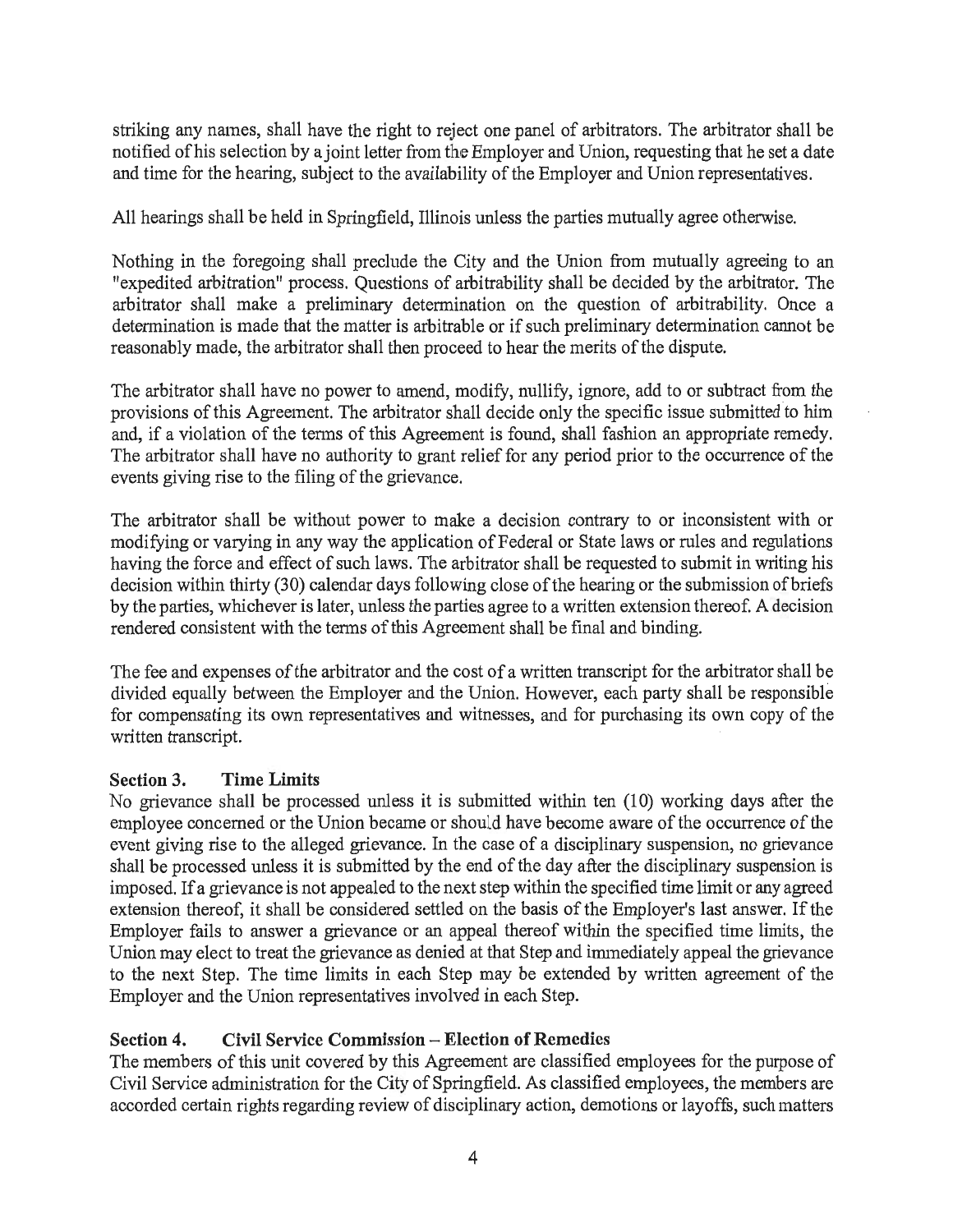striking any names, shall have the right to reject one panel of arbitrators. The arbitrator shall be notified of his selection by a joint letter from the Employer and Union, requesting that he set a date and time for the hearing, subject to the availability of the Employer and Union representatives.

All hearings shall be held in Springfield, Illinois unless the parties mutually agree otherwise.

Nothing in the foregoing shall preclude the City and the Union from mutually agreeing to an "expedited arbitration" process. Questions of arbitrability shall be decided by the arbitrator. The arbitrator shall make a preliminary determination on the question of arbitrability. Once a determination is made that the matter is arbitrable or if such preliminary determination cannot be reasonably made, the arbitrator shall then proceed to hear the merits of the dispute.

The arbitrator shall have no power to amend, modify, nullify, ignore, add to or subtract from the provisions of this Agreement. The arbitrator shall decide only the specific issue submitted to him and, if a violation of the terms of this Agreement is found, shall fashion an appropriate remedy. The arbitrator shall have no authority to grant relief for any period prior to the occurrence of the events giving rise to the filing of the grievance.

The arbitrator shall be without power to make a decision contrary to or inconsistent with or modifying or varying in any way the application of Federal or State laws or rules and regulations having the force and effect of such laws. The arbitrator shall be requested to submit in writing his decision within thirty (30) calendar days following close of the hearing or the submission of briefs by the parties, whichever is later, unless the parties agree to a written extension thereof. A decision rendered consistent with the terms of this Agreement shall be final and binding.

The fee and expenses of the arbitrator and the cost of a written transcript for the arbitrator shall be divided equally between the Employer and the Union. However, each party shall be responsible for compensating its own representatives and witnesses, and for purchasing its own copy of the written transcript.

**Section 3. Time Limits**

No grievance shall be processed unless it is submitted within ten (10) working days after the employee concerned or the Union became or should have become aware of the occurrence of the event giving rise to the alleged grievance. In the case of a disciplinary suspension, no grievance shall be processed unless it is submitted by the end of the day after the disciplinary suspension is imposed. If a grievance is not appealed to the next step within the specified time limit or any agreed extension thereof, it shall be considered settled on the basis of the Employer's last answer. If the Employer fails to answer a grievance or an appeal thereof within the specified time limits, the Union may elect to treat the grievance as denied at that Step and immediately appeal the grievance to the next Step. The time limits in each Step may be extended by written agreement of the Employer and the Union representatives involved in each Step.

**Section 4. Civil Service Commission – Election of Remedies**

The members of this unit covered by this Agreement are classified employees for the purpose of Civil Service administration for the City of Springfield. As classified employees, the members are accorded certain rights regarding review of disciplinary action, demotions or layoffs, such matters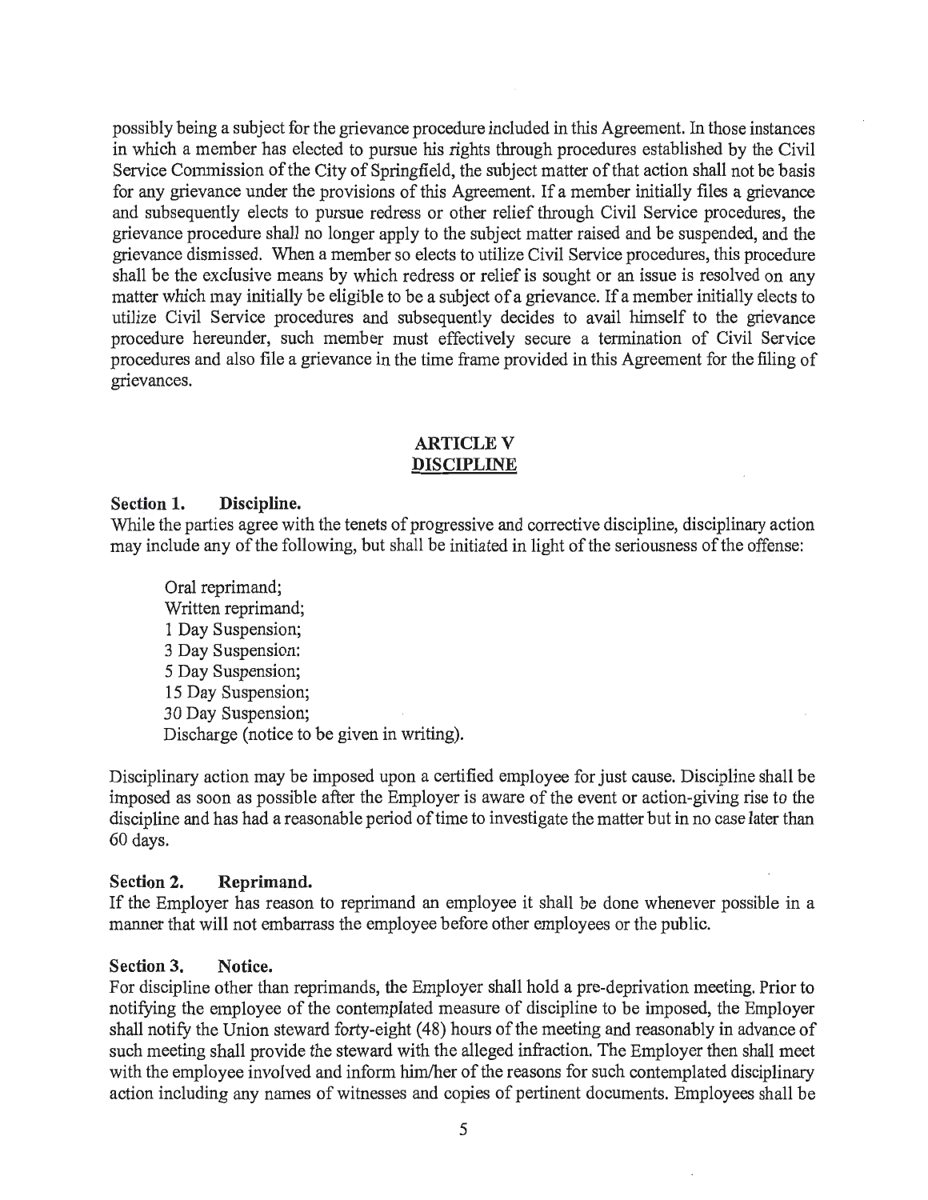possibly being a subject for the grievance procedure included in this Agreement. In those instances in which a member has elected to pursue his rights through procedures established by the Civil Service Commission of the City of Springfield, the subject matter of that action shall not be basis for any grievance under the provisions of this Agreement. If a member initially files a grievance and subsequently elects to pursue redress or other relief through Civil Service procedures, the grievance procedure shall no longer apply to the subject matter raised and be suspended, and the grievance dismissed. When a member so elects to utilize Civil Service procedures, this procedure shall be the exclusive means by which redress or relief is sought or an issue is resolved on any matter which may initially be eligible to be a subject of a grievance. If a member initially elects to utilize Civil Service procedures and subsequently decides to avail himself to the grievance procedure hereunder, such member must effectively secure a termination of Civil Service procedures and also file a grievance in the time frame provided in this Agreement for the filing of grievances.

## ARTICLE V
## DISCIPLINE

**Section 1. Discipline.**
While the parties agree with the tenets of progressive and corrective discipline, disciplinary action may include any of the following, but shall be initiated in light of the seriousness of the offense:

Oral reprimand;
Written reprimand;
1 Day Suspension;
3 Day Suspension:
5 Day Suspension;
15 Day Suspension;
30 Day Suspension;
Discharge (notice to be given in writing).

Disciplinary action may be imposed upon a certified employee for just cause. Discipline shall be imposed as soon as possible after the Employer is aware of the event or action-giving rise to the discipline and has had a reasonable period of time to investigate the matter but in no case later than 60 days.

**Section 2. Reprimand.**
If the Employer has reason to reprimand an employee it shall be done whenever possible in a manner that will not embarrass the employee before other employees or the public.

**Section 3. Notice.**
For discipline other than reprimands, the Employer shall hold a pre-deprivation meeting. Prior to notifying the employee of the contemplated measure of discipline to be imposed, the Employer shall notify the Union steward forty-eight (48) hours of the meeting and reasonably in advance of such meeting shall provide the steward with the alleged infraction. The Employer then shall meet with the employee involved and inform him/her of the reasons for such contemplated disciplinary action including any names of witnesses and copies of pertinent documents. Employees shall be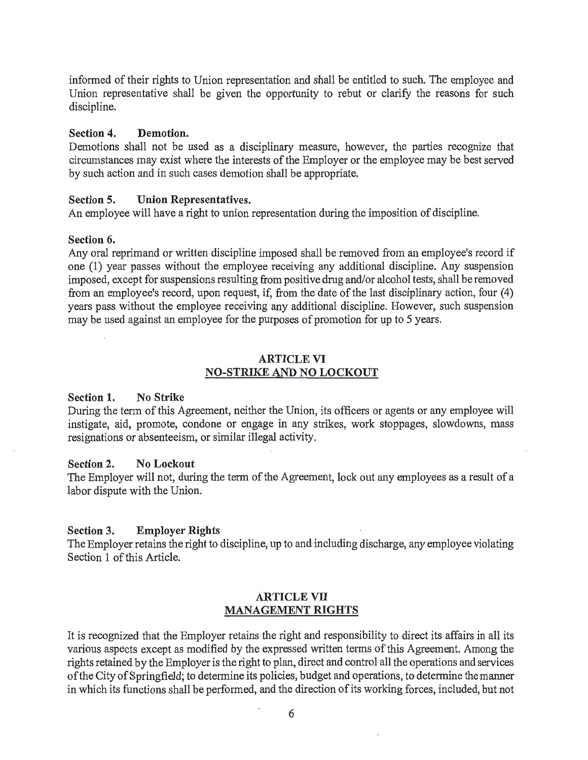informed of their rights to Union representation and shall be entitled to such. The employee and Union representative shall be given the opportunity to rebut or clarify the reasons for such discipline.

**Section 4. Demotion.**
Demotions shall not be used as a disciplinary measure, however, the parties recognize that circumstances may exist where the interests of the Employer or the employee may be best served by such action and in such cases demotion shall be appropriate.

**Section 5. Union Representatives.**
An employee will have a right to union representation during the imposition of discipline.

**Section 6.**
Any oral reprimand or written discipline imposed shall be removed from an employee's record if one (1) year passes without the employee receiving any additional discipline. Any suspension imposed, except for suspensions resulting from positive drug and/or alcohol tests, shall be removed from an employee's record, upon request, if, from the date of the last disciplinary action, four (4) years pass without the employee receiving any additional discipline. However, such suspension may be used against an employee for the purposes of promotion for up to 5 years.

## ARTICLE VI
## NO-STRIKE AND NO LOCKOUT

**Section 1. No Strike**
During the term of this Agreement, neither the Union, its officers or agents or any employee will instigate, aid, promote, condone or engage in any strikes, work stoppages, slowdowns, mass resignations or absenteeism, or similar illegal activity.

**Section 2. No Lockout**
The Employer will not, during the term of the Agreement, lock out any employees as a result of a labor dispute with the Union.

**Section 3. Employer Rights**
The Employer retains the right to discipline, up to and including discharge, any employee violating Section 1 of this Article.

## ARTICLE VII
## MANAGEMENT RIGHTS

It is recognized that the Employer retains the right and responsibility to direct its affairs in all its various aspects except as modified by the expressed written terms of this Agreement. Among the rights retained by the Employer is the right to plan, direct and control all the operations and services of the City of Springfield; to determine its policies, budget and operations, to determine the manner in which its functions shall be performed, and the direction of its working forces, included, but not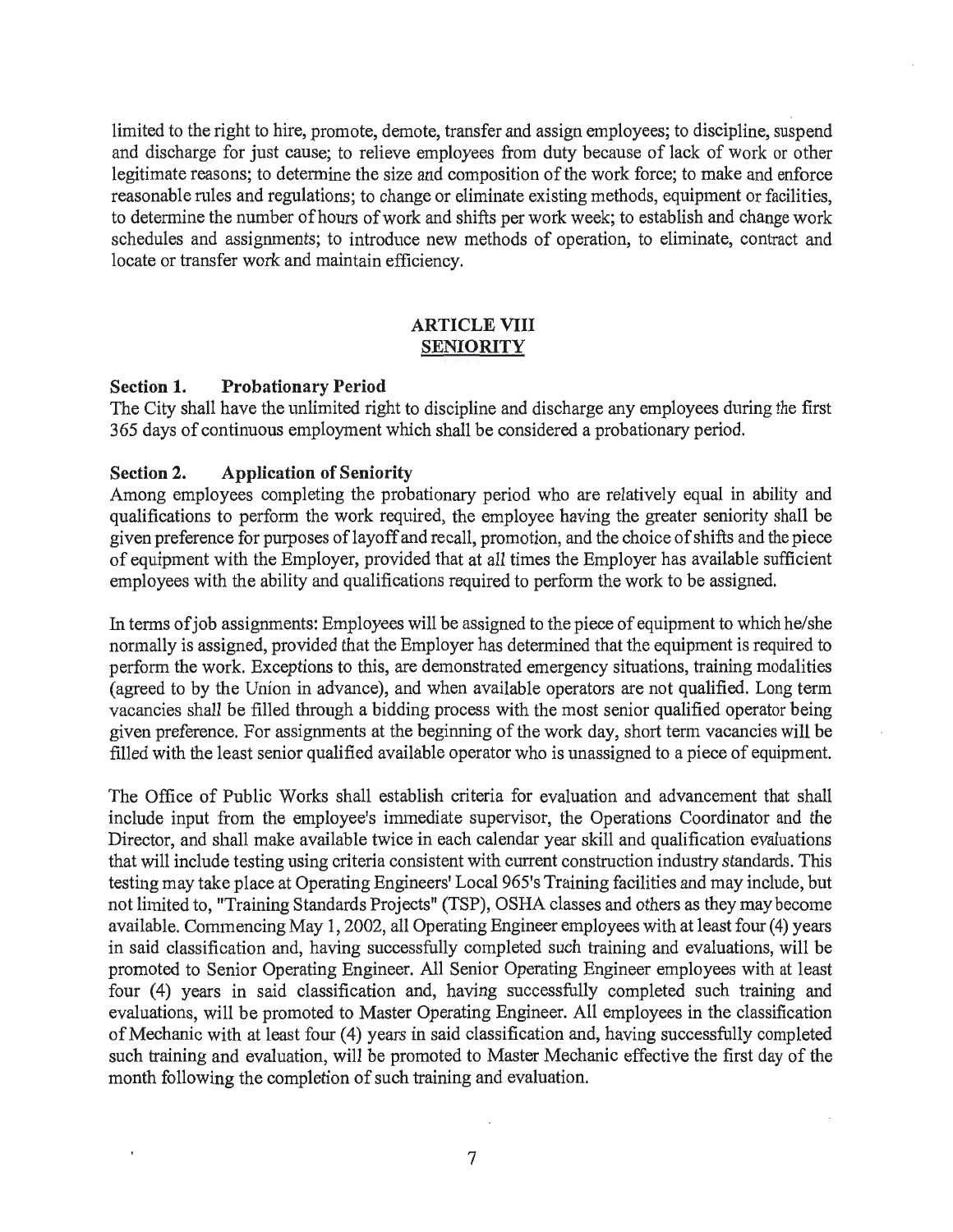limited to the right to hire, promote, demote, transfer and assign employees; to discipline, suspend and discharge for just cause; to relieve employees from duty because of lack of work or other legitimate reasons; to determine the size and composition of the work force; to make and enforce reasonable rules and regulations; to change or eliminate existing methods, equipment or facilities, to determine the number of hours of work and shifts per work week; to establish and change work schedules and assignments; to introduce new methods of operation, to eliminate, contract and locate or transfer work and maintain efficiency.

## ARTICLE VIII
## SENIORITY

**Section 1. Probationary Period**
The City shall have the unlimited right to discipline and discharge any employees during the first 365 days of continuous employment which shall be considered a probationary period.

**Section 2. Application of Seniority**
Among employees completing the probationary period who are relatively equal in ability and qualifications to perform the work required, the employee having the greater seniority shall be given preference for purposes of layoff and recall, promotion, and the choice of shifts and the piece of equipment with the Employer, provided that at all times the Employer has available sufficient employees with the ability and qualifications required to perform the work to be assigned.

In terms of job assignments: Employees will be assigned to the piece of equipment to which he/she normally is assigned, provided that the Employer has determined that the equipment is required to perform the work. Exceptions to this, are demonstrated emergency situations, training modalities (agreed to by the Union in advance), and when available operators are not qualified. Long term vacancies shall be filled through a bidding process with the most senior qualified operator being given preference. For assignments at the beginning of the work day, short term vacancies will be filled with the least senior qualified available operator who is unassigned to a piece of equipment.

The Office of Public Works shall establish criteria for evaluation and advancement that shall include input from the employee's immediate supervisor, the Operations Coordinator and the Director, and shall make available twice in each calendar year skill and qualification evaluations that will include testing using criteria consistent with current construction industry standards. This testing may take place at Operating Engineers' Local 965's Training facilities and may include, but not limited to, "Training Standards Projects" (TSP), OSHA classes and others as they may become available. Commencing May 1, 2002, all Operating Engineer employees with at least four (4) years in said classification and, having successfully completed such training and evaluations, will be promoted to Senior Operating Engineer. All Senior Operating Engineer employees with at least four (4) years in said classification and, having successfully completed such training and evaluations, will be promoted to Master Operating Engineer. All employees in the classification of Mechanic with at least four (4) years in said classification and, having successfully completed such training and evaluation, will be promoted to Master Mechanic effective the first day of the month following the completion of such training and evaluation.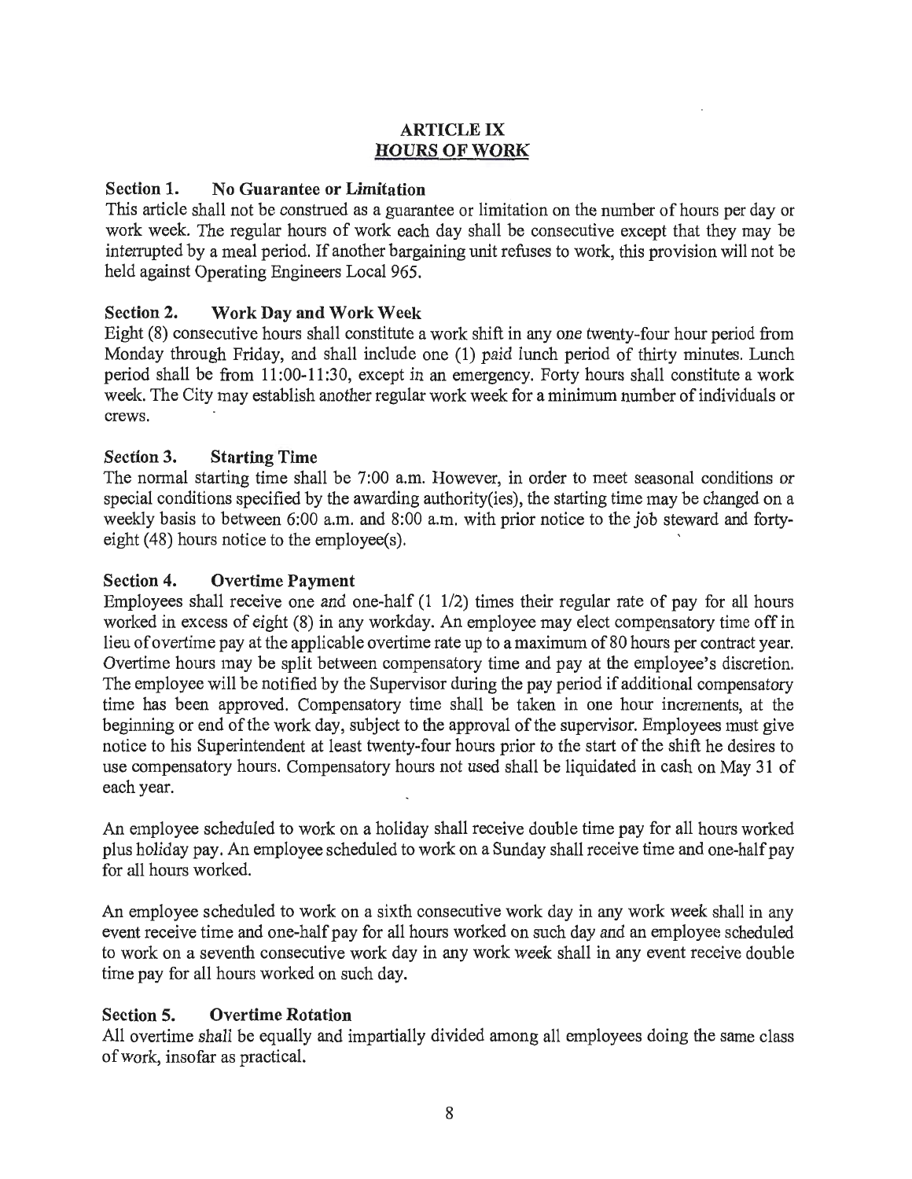# ARTICLE IX
## HOURS OF WORK

### Section 1. No Guarantee or Limitation

This article shall not be construed as a guarantee or limitation on the number of hours per day or work week. The regular hours of work each day shall be consecutive except that they may be interrupted by a meal period. If another bargaining unit refuses to work, this provision will not be held against Operating Engineers Local 965.

### Section 2. Work Day and Work Week

Eight (8) consecutive hours shall constitute a work shift in any one twenty-four hour period from Monday through Friday, and shall include one (1) paid lunch period of thirty minutes. Lunch period shall be from 11:00-11:30, except in an emergency. Forty hours shall constitute a work week. The City may establish another regular work week for a minimum number of individuals or crews.

### Section 3. Starting Time

The normal starting time shall be 7:00 a.m. However, in order to meet seasonal conditions or special conditions specified by the awarding authority(ies), the starting time may be changed on a weekly basis to between 6:00 a.m. and 8:00 a.m. with prior notice to the job steward and forty-eight (48) hours notice to the employee(s).

### Section 4. Overtime Payment

Employees shall receive one and one-half (1 1/2) times their regular rate of pay for all hours worked in excess of eight (8) in any workday. An employee may elect compensatory time off in lieu of overtime pay at the applicable overtime rate up to a maximum of 80 hours per contract year. Overtime hours may be split between compensatory time and pay at the employee's discretion. The employee will be notified by the Supervisor during the pay period if additional compensatory time has been approved. Compensatory time shall be taken in one hour increments, at the beginning or end of the work day, subject to the approval of the supervisor. Employees must give notice to his Superintendent at least twenty-four hours prior to the start of the shift he desires to use compensatory hours. Compensatory hours not used shall be liquidated in cash on May 31 of each year.

An employee scheduled to work on a holiday shall receive double time pay for all hours worked plus holiday pay. An employee scheduled to work on a Sunday shall receive time and one-half pay for all hours worked.

An employee scheduled to work on a sixth consecutive work day in any work week shall in any event receive time and one-half pay for all hours worked on such day and an employee scheduled to work on a seventh consecutive work day in any work week shall in any event receive double time pay for all hours worked on such day.

### Section 5. Overtime Rotation

All overtime shall be equally and impartially divided among all employees doing the same class of work, insofar as practical.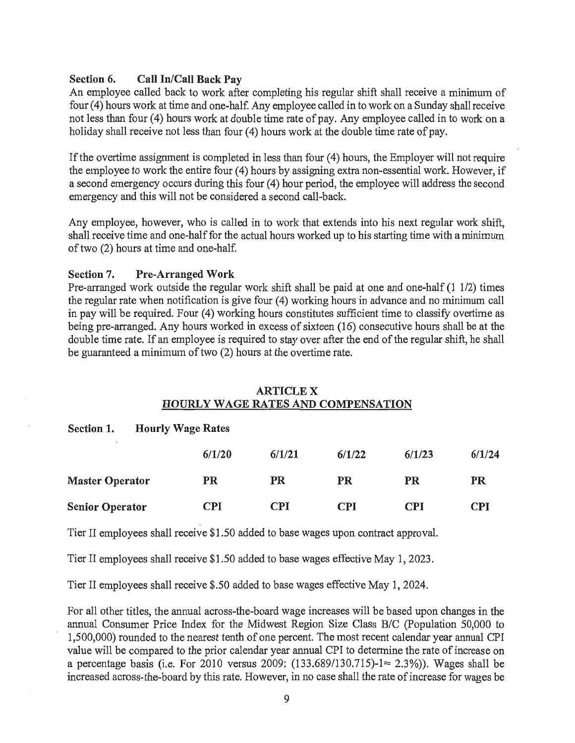**Section 6. Call In/Call Back Pay**

An employee called back to work after completing his regular shift shall receive a minimum of four (4) hours work at time and one-half. Any employee called in to work on a Sunday shall receive not less than four (4) hours work at double time rate of pay. Any employee called in to work on a holiday shall receive not less than four (4) hours work at the double time rate of pay.

If the overtime assignment is completed in less than four (4) hours, the Employer will not require the employee to work the entire four (4) hours by assigning extra non-essential work. However, if a second emergency occurs during this four (4) hour period, the employee will address the second emergency and this will not be considered a second call-back.

Any employee, however, who is called in to work that extends into his next regular work shift, shall receive time and one-half for the actual hours worked up to his starting time with a minimum of two (2) hours at time and one-half.

**Section 7. Pre-Arranged Work**

Pre-arranged work outside the regular work shift shall be paid at one and one-half (1 1/2) times the regular rate when notification is give four (4) working hours in advance and no minimum call in pay will be required. Four (4) working hours constitutes sufficient time to classify overtime as being pre-arranged. Any hours worked in excess of sixteen (16) consecutive hours shall be at the double time rate. If an employee is required to stay over after the end of the regular shift, he shall be guaranteed a minimum of two (2) hours at the overtime rate.

## ARTICLE X
## HOURLY WAGE RATES AND COMPENSATION

**Section 1. Hourly Wage Rates**

| | 6/1/20 | 6/1/21 | 6/1/22 | 6/1/23 | 6/1/24 |
|---|---|---|---|---|---|
| **Master Operator** | PR | PR | PR | PR | PR |
| **Senior Operator** | CPI | CPI | CPI | CPI | CPI |

Tier II employees shall receive $1.50 added to base wages upon contract approval.

Tier II employees shall receive $1.50 added to base wages effective May 1, 2023.

Tier II employees shall receive $.50 added to base wages effective May 1, 2024.

For all other titles, the annual across-the-board wage increases will be based upon changes in the annual Consumer Price Index for the Midwest Region Size Class B/C (Population 50,000 to 1,500,000) rounded to the nearest tenth of one percent. The most recent calendar year annual CPI value will be compared to the prior calendar year annual CPI to determine the rate of increase on a percentage basis (i.e. For 2010 versus 2009: (133.689/130.715)-1= 2.3%)). Wages shall be increased across-the-board by this rate. However, in no case shall the rate of increase for wages be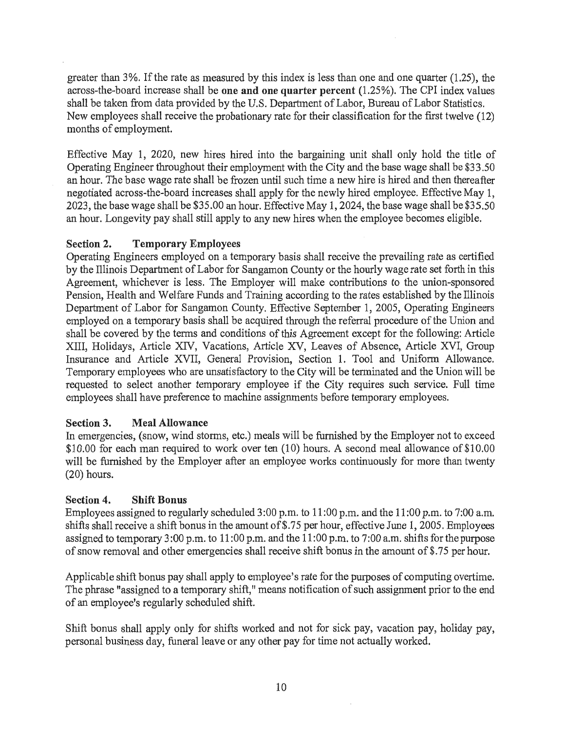greater than 3%. If the rate as measured by this index is less than one and one quarter (1.25), the across-the-board increase shall be **one and one quarter percent** (1.25%). The CPI index values shall be taken from data provided by the U.S. Department of Labor, Bureau of Labor Statistics. New employees shall receive the probationary rate for their classification for the first twelve (12) months of employment.

Effective May 1, 2020, new hires hired into the bargaining unit shall only hold the title of Operating Engineer throughout their employment with the City and the base wage shall be $33.50 an hour. The base wage rate shall be frozen until such time a new hire is hired and then thereafter negotiated across-the-board increases shall apply for the newly hired employee. Effective May 1, 2023, the base wage shall be $35.00 an hour. Effective May 1, 2024, the base wage shall be $35.50 an hour. Longevity pay shall still apply to any new hires when the employee becomes eligible.

### Section 2. Temporary Employees

Operating Engineers employed on a temporary basis shall receive the prevailing rate as certified by the Illinois Department of Labor for Sangamon County or the hourly wage rate set forth in this Agreement, whichever is less. The Employer will make contributions to the union-sponsored Pension, Health and Welfare Funds and Training according to the rates established by the Illinois Department of Labor for Sangamon County. Effective September 1, 2005, Operating Engineers employed on a temporary basis shall be acquired through the referral procedure of the Union and shall be covered by the terms and conditions of this Agreement except for the following: Article XIII, Holidays, Article XIV, Vacations, Article XV, Leaves of Absence, Article XVI, Group Insurance and Article XVII, General Provision, Section 1. Tool and Uniform Allowance. Temporary employees who are unsatisfactory to the City will be terminated and the Union will be requested to select another temporary employee if the City requires such service. Full time employees shall have preference to machine assignments before temporary employees.

### Section 3. Meal Allowance

In emergencies, (snow, wind storms, etc.) meals will be furnished by the Employer not to exceed $10.00 for each man required to work over ten (10) hours. A second meal allowance of $10.00 will be furnished by the Employer after an employee works continuously for more than twenty (20) hours.

### Section 4. Shift Bonus

Employees assigned to regularly scheduled 3:00 p.m. to 11:00 p.m. and the 11:00 p.m. to 7:00 a.m. shifts shall receive a shift bonus in the amount of $.75 per hour, effective June 1, 2005. Employees assigned to temporary 3:00 p.m. to 11:00 p.m. and the 11:00 p.m. to 7:00 a.m. shifts for the purpose of snow removal and other emergencies shall receive shift bonus in the amount of $.75 per hour.

Applicable shift bonus pay shall apply to employee's rate for the purposes of computing overtime. The phrase "assigned to a temporary shift," means notification of such assignment prior to the end of an employee's regularly scheduled shift.

Shift bonus shall apply only for shifts worked and not for sick pay, vacation pay, holiday pay, personal business day, funeral leave or any other pay for time not actually worked.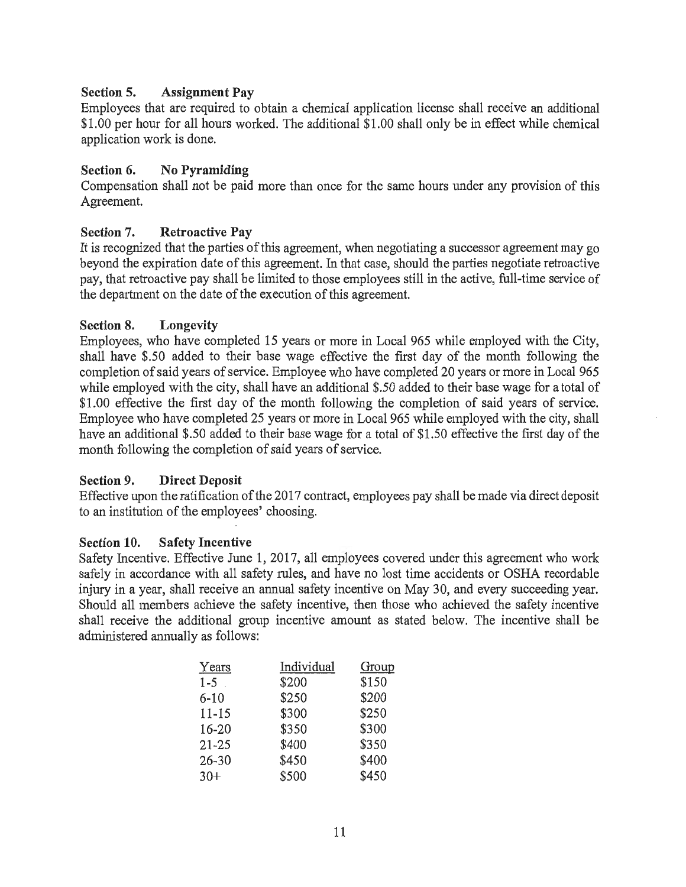### Section 5. Assignment Pay

Employees that are required to obtain a chemical application license shall receive an additional $1.00 per hour for all hours worked. The additional $1.00 shall only be in effect while chemical application work is done.

### Section 6. No Pyramiding

Compensation shall not be paid more than once for the same hours under any provision of this Agreement.

### Section 7. Retroactive Pay

It is recognized that the parties of this agreement, when negotiating a successor agreement may go beyond the expiration date of this agreement. In that case, should the parties negotiate retroactive pay, that retroactive pay shall be limited to those employees still in the active, full-time service of the department on the date of the execution of this agreement.

### Section 8. Longevity

Employees, who have completed 15 years or more in Local 965 while employed with the City, shall have $.50 added to their base wage effective the first day of the month following the completion of said years of service. Employee who have completed 20 years or more in Local 965 while employed with the city, shall have an additional $.50 added to their base wage for a total of $1.00 effective the first day of the month following the completion of said years of service. Employee who have completed 25 years or more in Local 965 while employed with the city, shall have an additional $.50 added to their base wage for a total of $1.50 effective the first day of the month following the completion of said years of service.

### Section 9. Direct Deposit

Effective upon the ratification of the 2017 contract, employees pay shall be made via direct deposit to an institution of the employees' choosing.

### Section 10. Safety Incentive

Safety Incentive. Effective June 1, 2017, all employees covered under this agreement who work safely in accordance with all safety rules, and have no lost time accidents or OSHA recordable injury in a year, shall receive an annual safety incentive on May 30, and every succeeding year. Should all members achieve the safety incentive, then those who achieved the safety incentive shall receive the additional group incentive amount as stated below. The incentive shall be administered annually as follows:

| Years | Individual | Group |
|---|---|---|
| 1-5 | $200 | $150 |
| 6-10 | $250 | $200 |
| 11-15 | $300 | $250 |
| 16-20 | $350 | $300 |
| 21-25 | $400 | $350 |
| 26-30 | $450 | $400 |
| 30+ | $500 | $450 |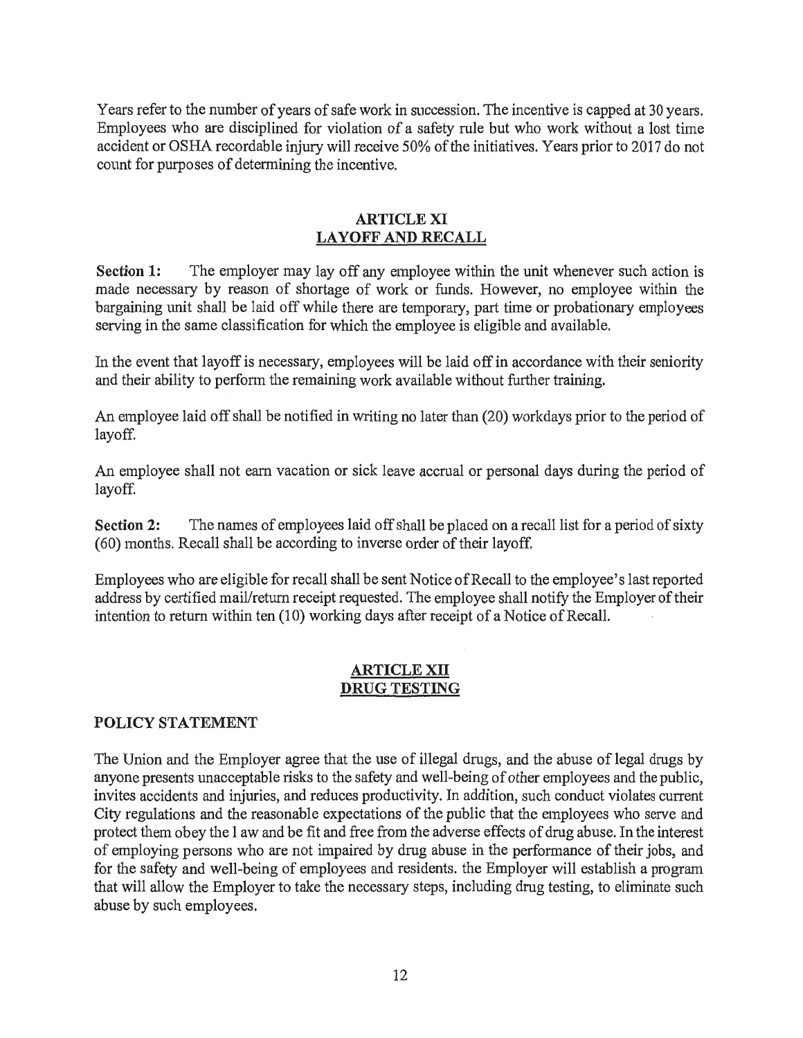Years refer to the number of years of safe work in succession. The incentive is capped at 30 years. Employees who are disciplined for violation of a safety rule but who work without a lost time accident or OSHA recordable injury will receive 50% of the initiatives. Years prior to 2017 do not count for purposes of determining the incentive.

## ARTICLE XI
## LAYOFF AND RECALL

**Section 1:** The employer may lay off any employee within the unit whenever such action is made necessary by reason of shortage of work or funds. However, no employee within the bargaining unit shall be laid off while there are temporary, part time or probationary employees serving in the same classification for which the employee is eligible and available.

In the event that layoff is necessary, employees will be laid off in accordance with their seniority and their ability to perform the remaining work available without further training.

An employee laid off shall be notified in writing no later than (20) workdays prior to the period of layoff.

An employee shall not earn vacation or sick leave accrual or personal days during the period of layoff.

**Section 2:** The names of employees laid off shall be placed on a recall list for a period of sixty (60) months. Recall shall be according to inverse order of their layoff.

Employees who are eligible for recall shall be sent Notice of Recall to the employee's last reported address by certified mail/return receipt requested. The employee shall notify the Employer of their intention to return within ten (10) working days after receipt of a Notice of Recall.

## ARTICLE XII
## DRUG TESTING

### POLICY STATEMENT

The Union and the Employer agree that the use of illegal drugs, and the abuse of legal drugs by anyone presents unacceptable risks to the safety and well-being of other employees and the public, invites accidents and injuries, and reduces productivity. In addition, such conduct violates current City regulations and the reasonable expectations of the public that the employees who serve and protect them obey the l aw and be fit and free from the adverse effects of drug abuse. In the interest of employing persons who are not impaired by drug abuse in the performance of their jobs, and for the safety and well-being of employees and residents. the Employer will establish a program that will allow the Employer to take the necessary steps, including drug testing, to eliminate such abuse by such employees.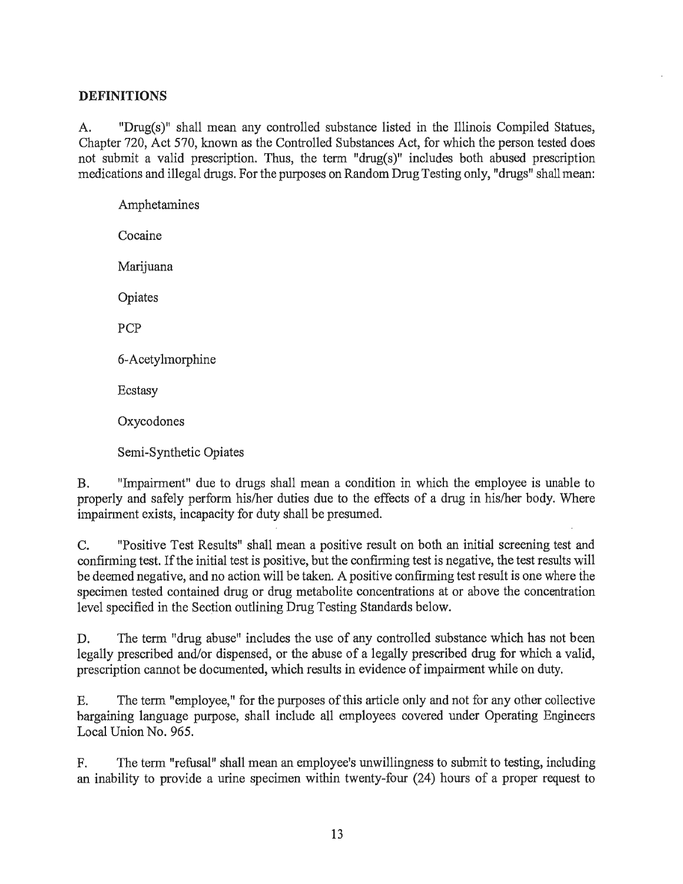## DEFINITIONS

A. "Drug(s)" shall mean any controlled substance listed in the Illinois Compiled Statues, Chapter 720, Act 570, known as the Controlled Substances Act, for which the person tested does not submit a valid prescription. Thus, the term "drug(s)" includes both abused prescription medications and illegal drugs. For the purposes on Random Drug Testing only, "drugs" shall mean:

Amphetamines

Cocaine

Marijuana

Opiates

PCP

6-Acetylmorphine

Ecstasy

Oxycodones

Semi-Synthetic Opiates

B. "Impairment" due to drugs shall mean a condition in which the employee is unable to properly and safely perform his/her duties due to the effects of a drug in his/her body. Where impairment exists, incapacity for duty shall be presumed.

C. "Positive Test Results" shall mean a positive result on both an initial screening test and confirming test. If the initial test is positive, but the confirming test is negative, the test results will be deemed negative, and no action will be taken. A positive confirming test result is one where the specimen tested contained drug or drug metabolite concentrations at or above the concentration level specified in the Section outlining Drug Testing Standards below.

D. The term "drug abuse" includes the use of any controlled substance which has not been legally prescribed and/or dispensed, or the abuse of a legally prescribed drug for which a valid, prescription cannot be documented, which results in evidence of impairment while on duty.

E. The term "employee," for the purposes of this article only and not for any other collective bargaining language purpose, shall include all employees covered under Operating Engineers Local Union No. 965.

F. The term "refusal" shall mean an employee's unwillingness to submit to testing, including an inability to provide a urine specimen within twenty-four (24) hours of a proper request to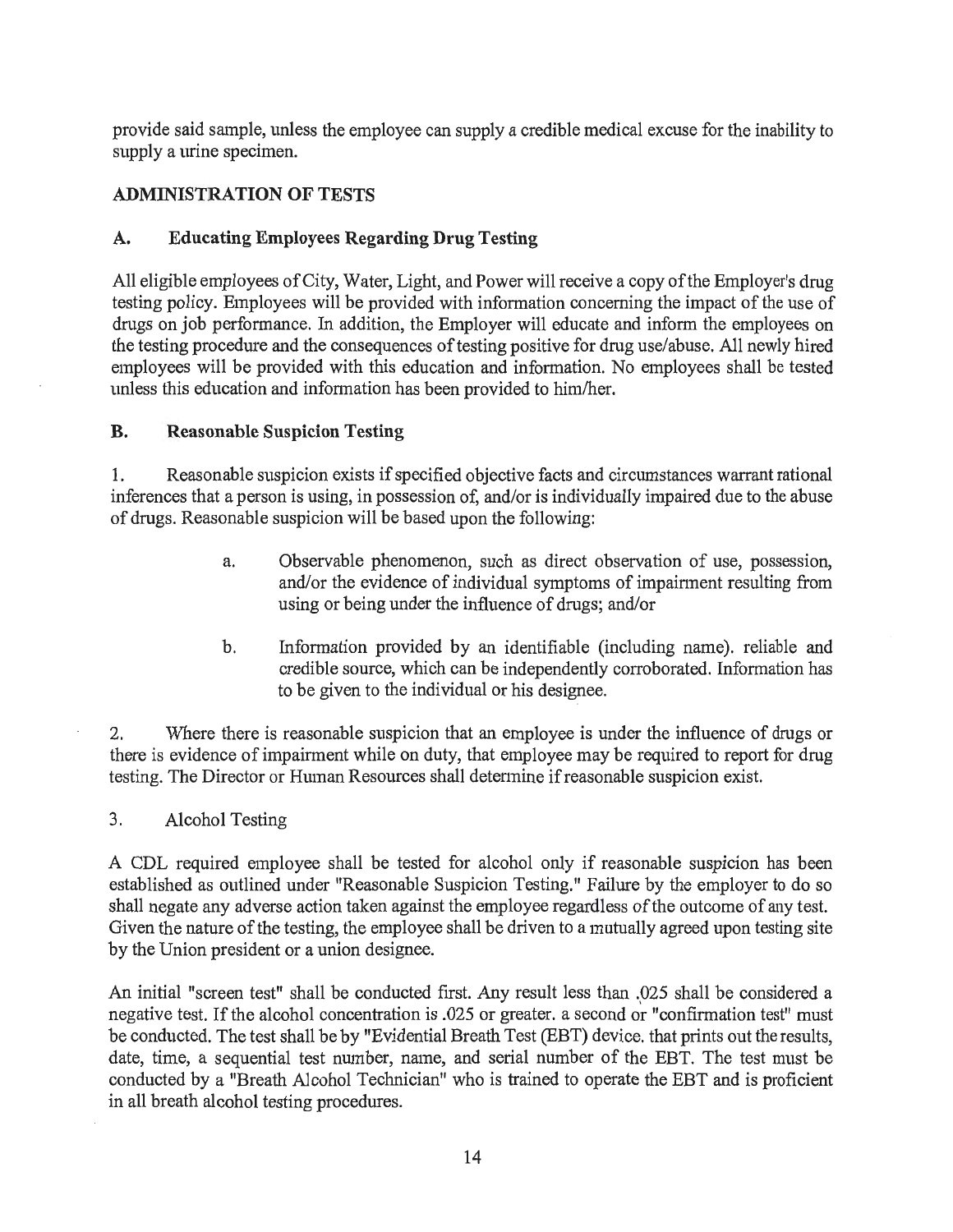provide said sample, unless the employee can supply a credible medical excuse for the inability to supply a urine specimen.

## ADMINISTRATION OF TESTS

### A. Educating Employees Regarding Drug Testing

All eligible employees of City, Water, Light, and Power will receive a copy of the Employer's drug testing policy. Employees will be provided with information concerning the impact of the use of drugs on job performance. In addition, the Employer will educate and inform the employees on the testing procedure and the consequences of testing positive for drug use/abuse. All newly hired employees will be provided with this education and information. No employees shall be tested unless this education and information has been provided to him/her.

### B. Reasonable Suspicion Testing

1. Reasonable suspicion exists if specified objective facts and circumstances warrant rational inferences that a person is using, in possession of, and/or is individually impaired due to the abuse of drugs. Reasonable suspicion will be based upon the following:

   a. Observable phenomenon, such as direct observation of use, possession, and/or the evidence of individual symptoms of impairment resulting from using or being under the influence of drugs; and/or

   b. Information provided by an identifiable (including name). reliable and credible source, which can be independently corroborated. Information has to be given to the individual or his designee.

2. Where there is reasonable suspicion that an employee is under the influence of drugs or there is evidence of impairment while on duty, that employee may be required to report for drug testing. The Director or Human Resources shall determine if reasonable suspicion exist.

3. Alcohol Testing

A CDL required employee shall be tested for alcohol only if reasonable suspicion has been established as outlined under "Reasonable Suspicion Testing." Failure by the employer to do so shall negate any adverse action taken against the employee regardless of the outcome of any test. Given the nature of the testing, the employee shall be driven to a mutually agreed upon testing site by the Union president or a union designee.

An initial "screen test" shall be conducted first. Any result less than .025 shall be considered a negative test. If the alcohol concentration is .025 or greater. a second or "confirmation test" must be conducted. The test shall be by "Evidential Breath Test (EBT) device. that prints out the results, date, time, a sequential test number, name, and serial number of the EBT. The test must be conducted by a "Breath Alcohol Technician" who is trained to operate the EBT and is proficient in all breath alcohol testing procedures.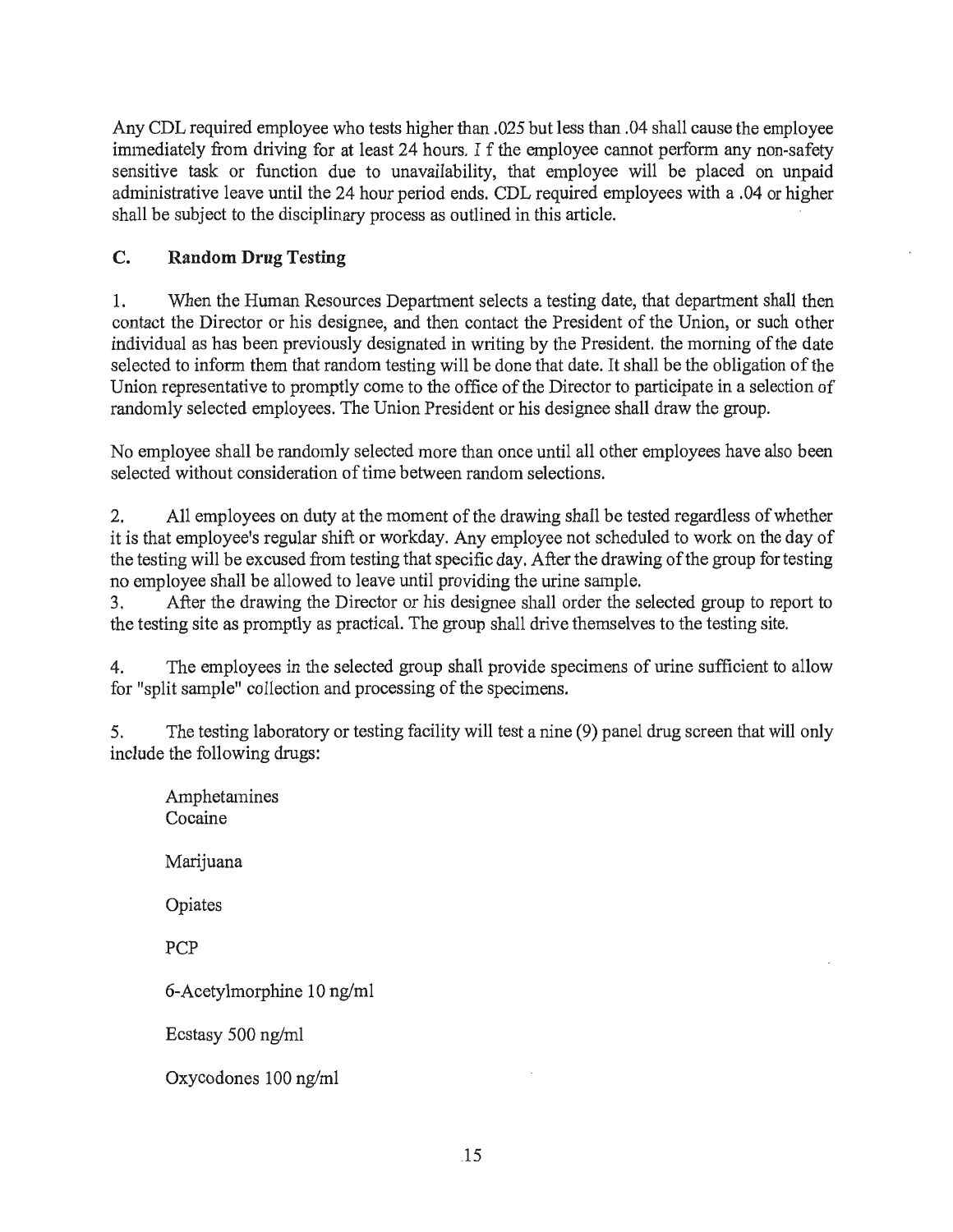Any CDL required employee who tests higher than .025 but less than .04 shall cause the employee immediately from driving for at least 24 hours. I f the employee cannot perform any non-safety sensitive task or function due to unavailability, that employee will be placed on unpaid administrative leave until the 24 hour period ends. CDL required employees with a .04 or higher shall be subject to the disciplinary process as outlined in this article.

### C. Random Drug Testing

1. When the Human Resources Department selects a testing date, that department shall then contact the Director or his designee, and then contact the President of the Union, or such other individual as has been previously designated in writing by the President. the morning of the date selected to inform them that random testing will be done that date. It shall be the obligation of the Union representative to promptly come to the office of the Director to participate in a selection of randomly selected employees. The Union President or his designee shall draw the group.

No employee shall be randomly selected more than once until all other employees have also been selected without consideration of time between random selections.

2. All employees on duty at the moment of the drawing shall be tested regardless of whether it is that employee's regular shift or workday. Any employee not scheduled to work on the day of the testing will be excused from testing that specific day. After the drawing of the group for testing no employee shall be allowed to leave until providing the urine sample.

3. After the drawing the Director or his designee shall order the selected group to report to the testing site as promptly as practical. The group shall drive themselves to the testing site.

4. The employees in the selected group shall provide specimens of urine sufficient to allow for "split sample" collection and processing of the specimens.

5. The testing laboratory or testing facility will test a nine (9) panel drug screen that will only include the following drugs:

Amphetamines
Cocaine

Marijuana

Opiates

PCP

6-Acetylmorphine 10 ng/ml

Ecstasy 500 ng/ml

Oxycodones 100 ng/ml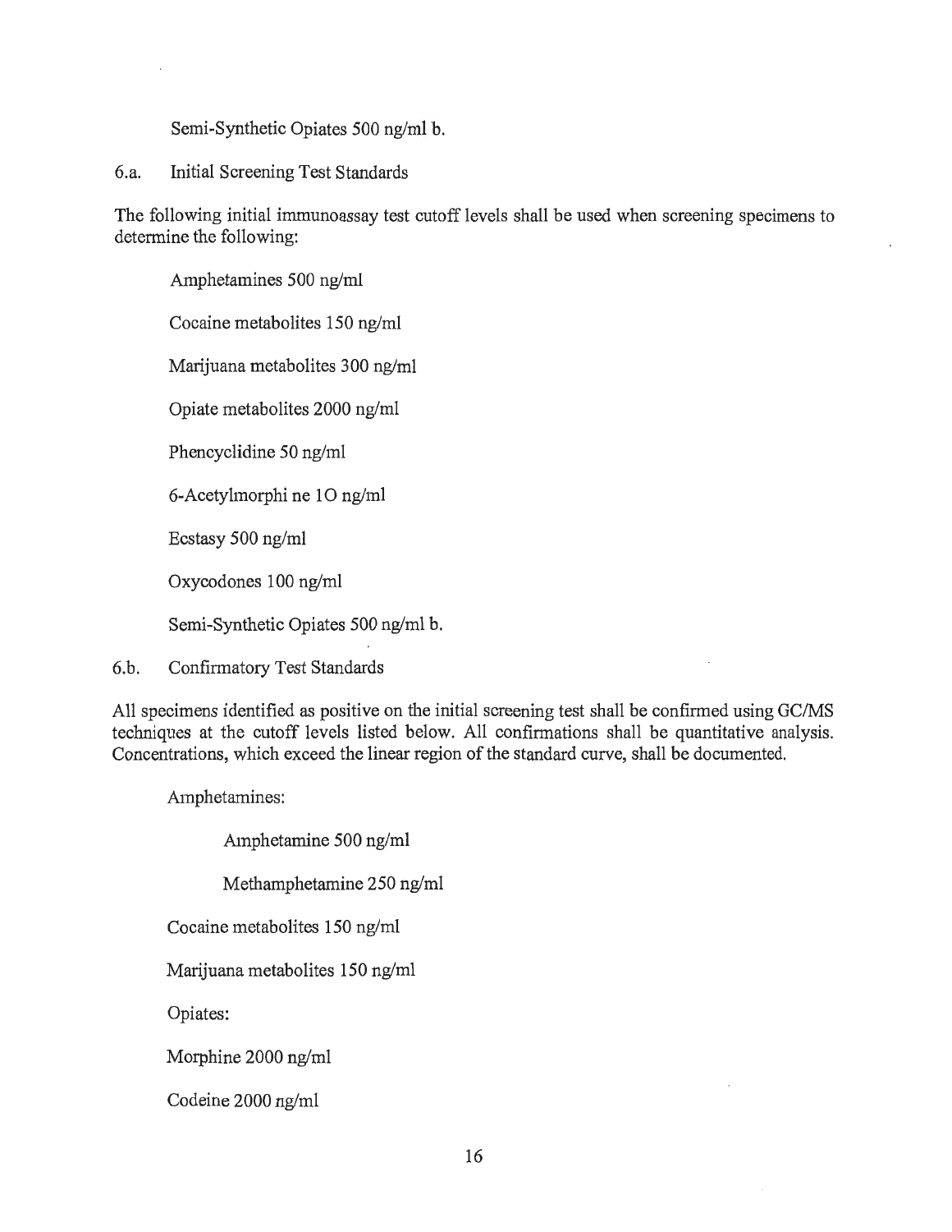Semi-Synthetic Opiates 500 ng/ml b.

6.a. Initial Screening Test Standards

The following initial immunoassay test cutoff levels shall be used when screening specimens to determine the following:

Amphetamines 500 ng/ml

Cocaine metabolites 150 ng/ml

Marijuana metabolites 300 ng/ml

Opiate metabolites 2000 ng/ml

Phencyclidine 50 ng/ml

6-Acetylmorphi ne 1O ng/ml

Ecstasy 500 ng/ml

Oxycodones 100 ng/ml

Semi-Synthetic Opiates 500 ng/ml b.

6.b. Confirmatory Test Standards

All specimens identified as positive on the initial screening test shall be confirmed using GC/MS techniques at the cutoff levels listed below. All confirmations shall be quantitative analysis. Concentrations, which exceed the linear region of the standard curve, shall be documented.

Amphetamines:

Amphetamine 500 ng/ml

Methamphetamine 250 ng/ml

Cocaine metabolites 150 ng/ml

Marijuana metabolites 150 ng/ml

Opiates:

Morphine 2000 ng/ml

Codeine 2000 ng/ml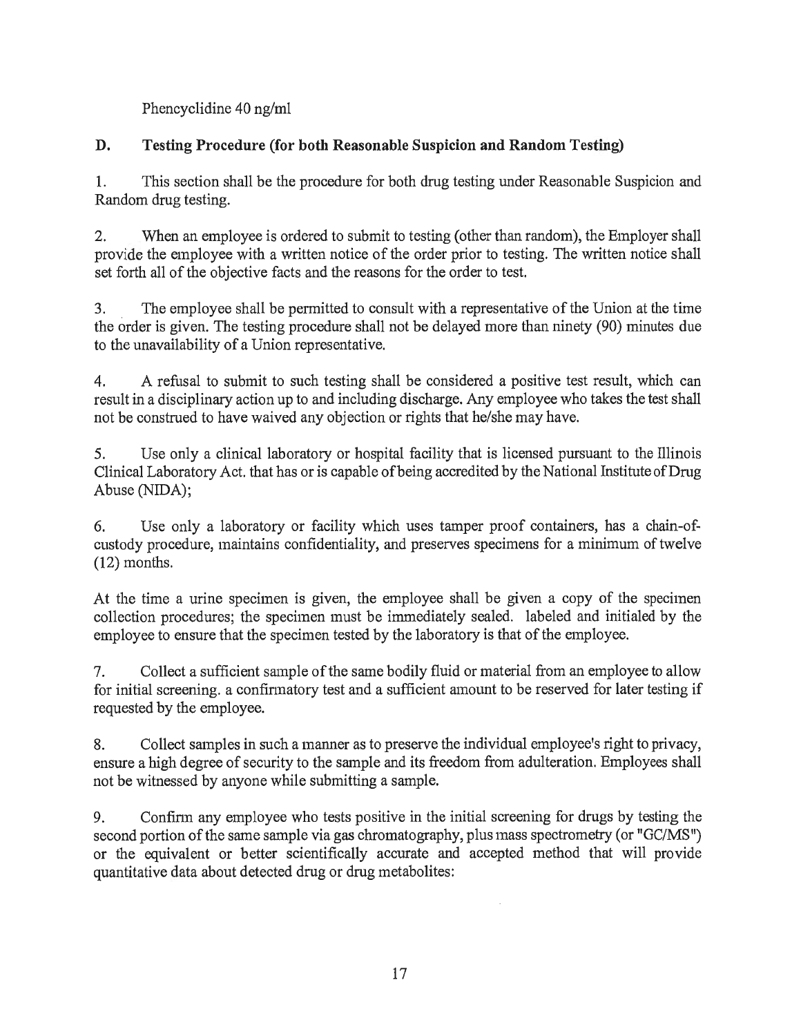Phencyclidine 40 ng/ml

## D. Testing Procedure (for both Reasonable Suspicion and Random Testing)

1. This section shall be the procedure for both drug testing under Reasonable Suspicion and Random drug testing.

2. When an employee is ordered to submit to testing (other than random), the Employer shall provide the employee with a written notice of the order prior to testing. The written notice shall set forth all of the objective facts and the reasons for the order to test.

3. The employee shall be permitted to consult with a representative of the Union at the time the order is given. The testing procedure shall not be delayed more than ninety (90) minutes due to the unavailability of a Union representative.

4. A refusal to submit to such testing shall be considered a positive test result, which can result in a disciplinary action up to and including discharge. Any employee who takes the test shall not be construed to have waived any objection or rights that he/she may have.

5. Use only a clinical laboratory or hospital facility that is licensed pursuant to the Illinois Clinical Laboratory Act. that has or is capable of being accredited by the National Institute of Drug Abuse (NIDA);

6. Use only a laboratory or facility which uses tamper proof containers, has a chain-of-custody procedure, maintains confidentiality, and preserves specimens for a minimum of twelve (12) months.

At the time a urine specimen is given, the employee shall be given a copy of the specimen collection procedures; the specimen must be immediately sealed. labeled and initialed by the employee to ensure that the specimen tested by the laboratory is that of the employee.

7. Collect a sufficient sample of the same bodily fluid or material from an employee to allow for initial screening. a confirmatory test and a sufficient amount to be reserved for later testing if requested by the employee.

8. Collect samples in such a manner as to preserve the individual employee's right to privacy, ensure a high degree of security to the sample and its freedom from adulteration. Employees shall not be witnessed by anyone while submitting a sample.

9. Confirm any employee who tests positive in the initial screening for drugs by testing the second portion of the same sample via gas chromatography, plus mass spectrometry (or "GC/MS") or the equivalent or better scientifically accurate and accepted method that will provide quantitative data about detected drug or drug metabolites: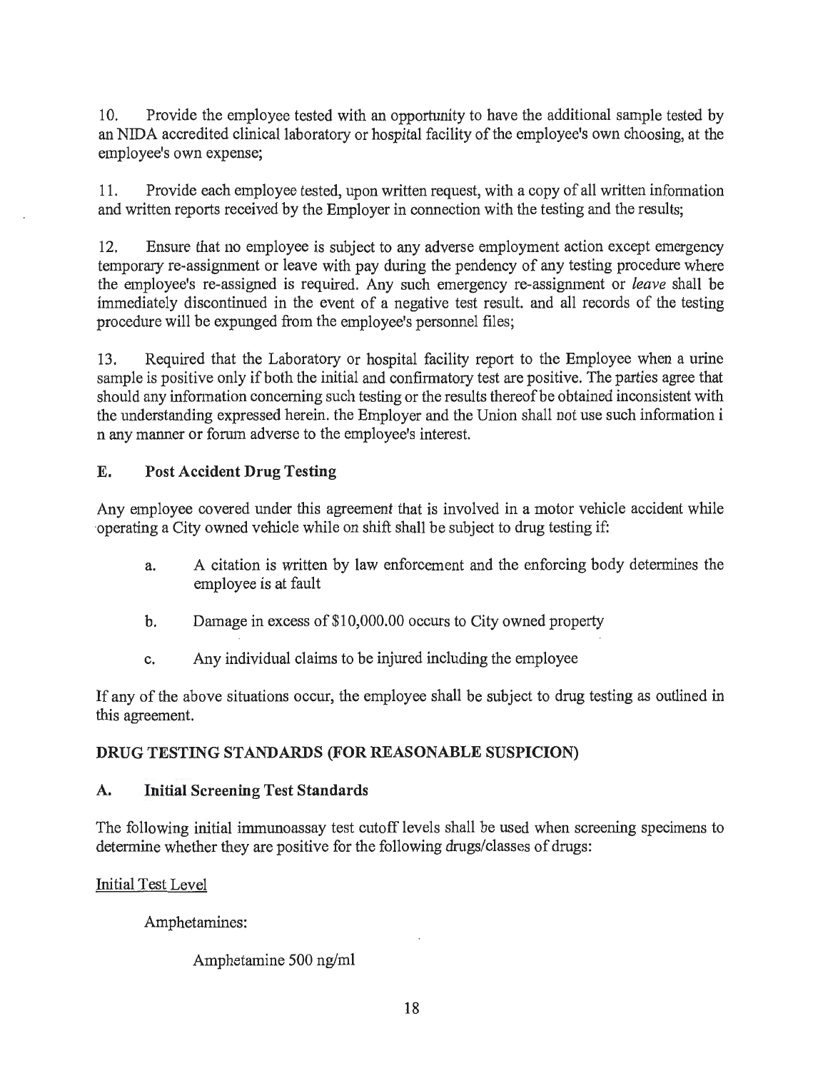10. Provide the employee tested with an opportunity to have the additional sample tested by an NIDA accredited clinical laboratory or hospital facility of the employee's own choosing, at the employee's own expense;

11. Provide each employee tested, upon written request, with a copy of all written information and written reports received by the Employer in connection with the testing and the results;

12. Ensure that no employee is subject to any adverse employment action except emergency temporary re-assignment or leave with pay during the pendency of any testing procedure where the employee's re-assigned is required. Any such emergency re-assignment or *leave* shall be immediately discontinued in the event of a negative test result. and all records of the testing procedure will be expunged from the employee's personnel files;

13. Required that the Laboratory or hospital facility report to the Employee when a urine sample is positive only if both the initial and confirmatory test are positive. The parties agree that should any information concerning such testing or the results thereof be obtained inconsistent with the understanding expressed herein. the Employer and the Union shall not use such information i n any manner or forum adverse to the employee's interest.

## E. Post Accident Drug Testing

Any employee covered under this agreement that is involved in a motor vehicle accident while operating a City owned vehicle while on shift shall be subject to drug testing if:

a. A citation is written by law enforcement and the enforcing body determines the employee is at fault

b. Damage in excess of $10,000.00 occurs to City owned property

c. Any individual claims to be injured including the employee

If any of the above situations occur, the employee shall be subject to drug testing as outlined in this agreement.

## DRUG TESTING STANDARDS (FOR REASONABLE SUSPICION)

## A. Initial Screening Test Standards

The following initial immunoassay test cutoff levels shall be used when screening specimens to determine whether they are positive for the following drugs/classes of drugs:

Initial Test Level

Amphetamines:

Amphetamine 500 ng/ml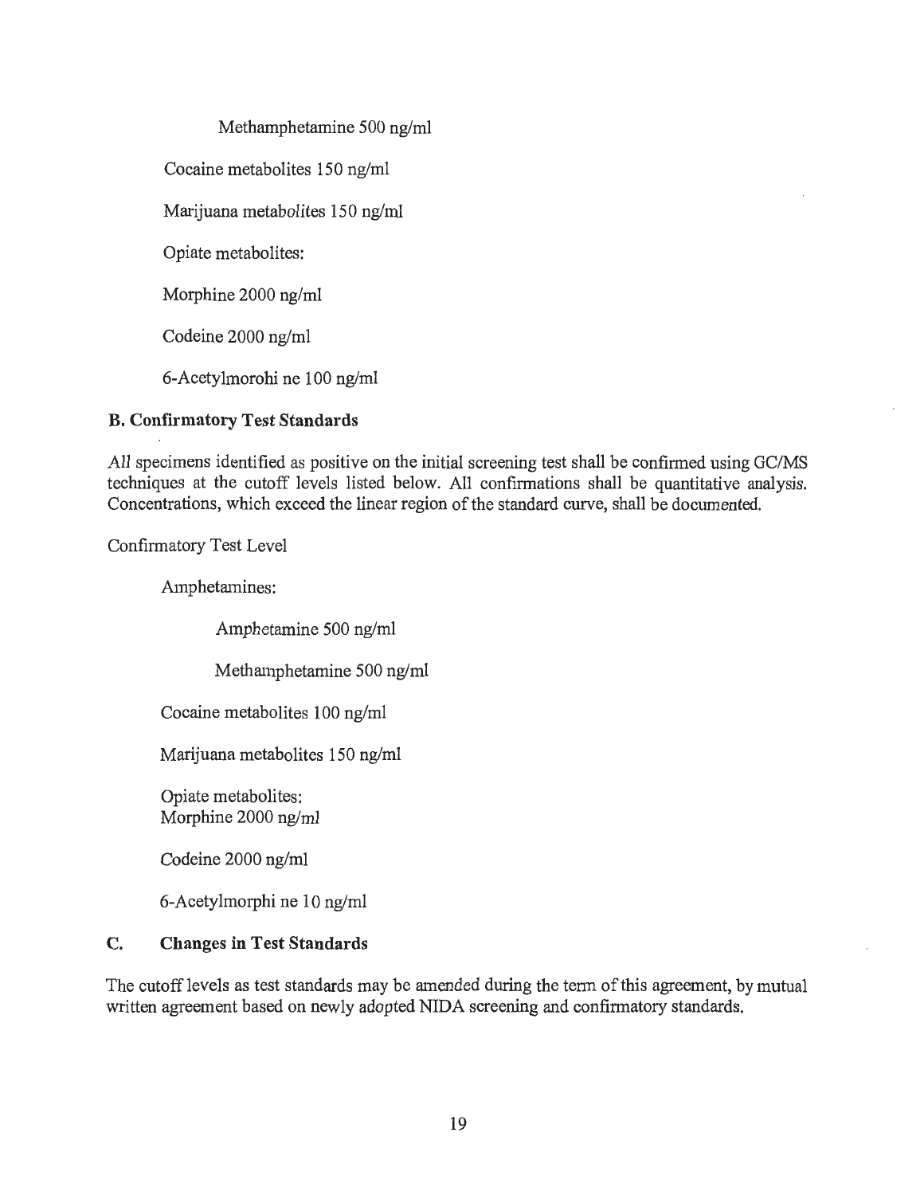Methamphetamine 500 ng/ml

Cocaine metabolites 150 ng/ml

Marijuana metabolites 150 ng/ml

Opiate metabolites:

Morphine 2000 ng/ml

Codeine 2000 ng/ml

6-Acetylmorohi ne 100 ng/ml

**B. Confirmatory Test Standards**

All specimens identified as positive on the initial screening test shall be confirmed using GC/MS techniques at the cutoff levels listed below. All confirmations shall be quantitative analysis. Concentrations, which exceed the linear region of the standard curve, shall be documented.

Confirmatory Test Level

Amphetamines:

Amphetamine 500 ng/ml

Methamphetamine 500 ng/ml

Cocaine metabolites 100 ng/ml

Marijuana metabolites 150 ng/ml

Opiate metabolites:
Morphine 2000 ng/ml

Codeine 2000 ng/ml

6-Acetylmorphi ne 10 ng/ml

**C. Changes in Test Standards**

The cutoff levels as test standards may be amended during the term of this agreement, by mutual written agreement based on newly adopted NIDA screening and confirmatory standards.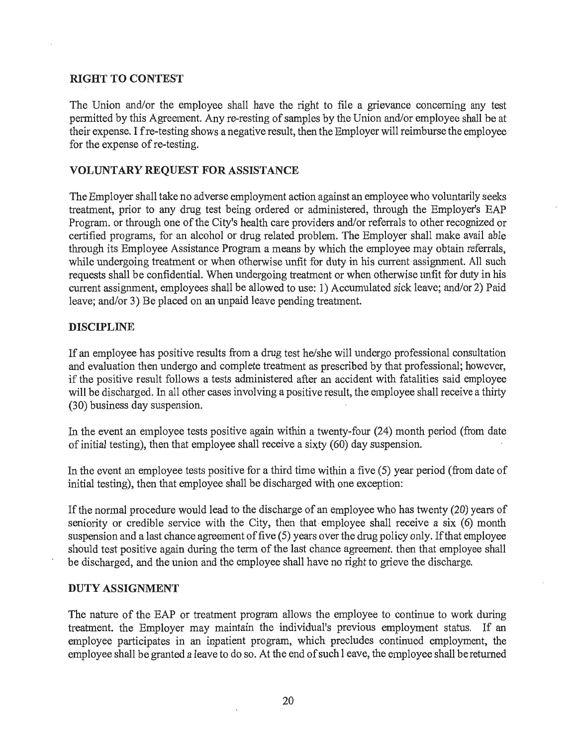**RIGHT TO CONTEST**

The Union and/or the employee shall have the right to file a grievance concerning any test permitted by this Agreement. Any re-resting of samples by the Union and/or employee shall be at their expense. I f re-testing shows a negative result, then the Employer will reimburse the employee for the expense of re-testing.

**VOLUNTARY REQUEST FOR ASSISTANCE**

The Employer shall take no adverse employment action against an employee who voluntarily seeks treatment, prior to any drug test being ordered or administered, through the Employer's EAP Program. or through one of the City's health care providers and/or referrals to other recognized or certified programs, for an alcohol or drug related problem. The Employer shall make avail able through its Employee Assistance Program a means by which the employee may obtain referrals, while undergoing treatment or when otherwise unfit for duty in his current assignment. All such requests shall be confidential. When undergoing treatment or when otherwise unfit for duty in his current assignment, employees shall be allowed to use: 1) Accumulated sick leave; and/or 2) Paid leave; and/or 3) Be placed on an unpaid leave pending treatment.

**DISCIPLINE**

If an employee has positive results from a drug test he/she will undergo professional consultation and evaluation then undergo and complete treatment as prescribed by that professional; however, if the positive result follows a tests administered after an accident with fatalities said employee will be discharged. In all other cases involving a positive result, the employee shall receive a thirty (30) business day suspension.

In the event an employee tests positive again within a twenty-four (24) month period (from date of initial testing), then that employee shall receive a sixty (60) day suspension.

In the event an employee tests positive for a third time within a five (5) year period (from date of initial testing), then that employee shall be discharged with one exception:

If the normal procedure would lead to the discharge of an employee who has twenty (20) years of seniority or credible service with the City, then that employee shall receive a six (6) month suspension and a last chance agreement of five (5) years over the drug policy only. If that employee should test positive again during the term of the last chance agreement. then that employee shall be discharged, and the union and the employee shall have no right to grieve the discharge.

**DUTY ASSIGNMENT**

The nature of the EAP or treatment program allows the employee to continue to work during treatment. the Employer may maintain the individual's previous employment status. If an employee participates in an inpatient program, which precludes continued employment, the employee shall be granted a leave to do so. At the end of such l eave, the employee shall be returned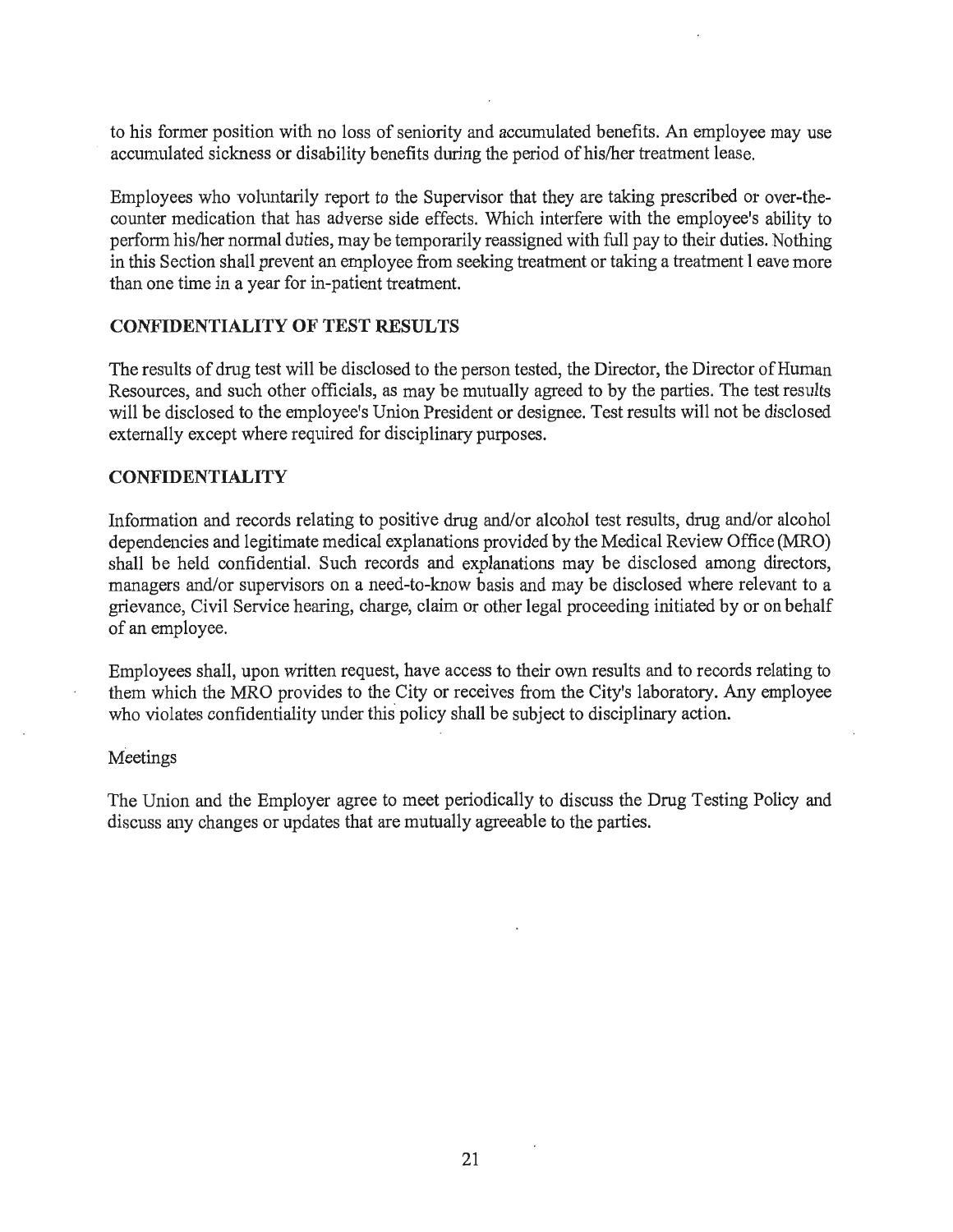to his former position with no loss of seniority and accumulated benefits. An employee may use accumulated sickness or disability benefits during the period of his/her treatment lease.

Employees who voluntarily report to the Supervisor that they are taking prescribed or over-the-counter medication that has adverse side effects. Which interfere with the employee's ability to perform his/her normal duties, may be temporarily reassigned with full pay to their duties. Nothing in this Section shall prevent an employee from seeking treatment or taking a treatment l eave more than one time in a year for in-patient treatment.

## CONFIDENTIALITY OF TEST RESULTS

The results of drug test will be disclosed to the person tested, the Director, the Director of Human Resources, and such other officials, as may be mutually agreed to by the parties. The test results will be disclosed to the employee's Union President or designee. Test results will not be disclosed externally except where required for disciplinary purposes.

## CONFIDENTIALITY

Information and records relating to positive drug and/or alcohol test results, drug and/or alcohol dependencies and legitimate medical explanations provided by the Medical Review Office (MRO) shall be held confidential. Such records and explanations may be disclosed among directors, managers and/or supervisors on a need-to-know basis and may be disclosed where relevant to a grievance, Civil Service hearing, charge, claim or other legal proceeding initiated by or on behalf of an employee.

Employees shall, upon written request, have access to their own results and to records relating to them which the MRO provides to the City or receives from the City's laboratory. Any employee who violates confidentiality under this policy shall be subject to disciplinary action.

Meetings

The Union and the Employer agree to meet periodically to discuss the Drug Testing Policy and discuss any changes or updates that are mutually agreeable to the parties.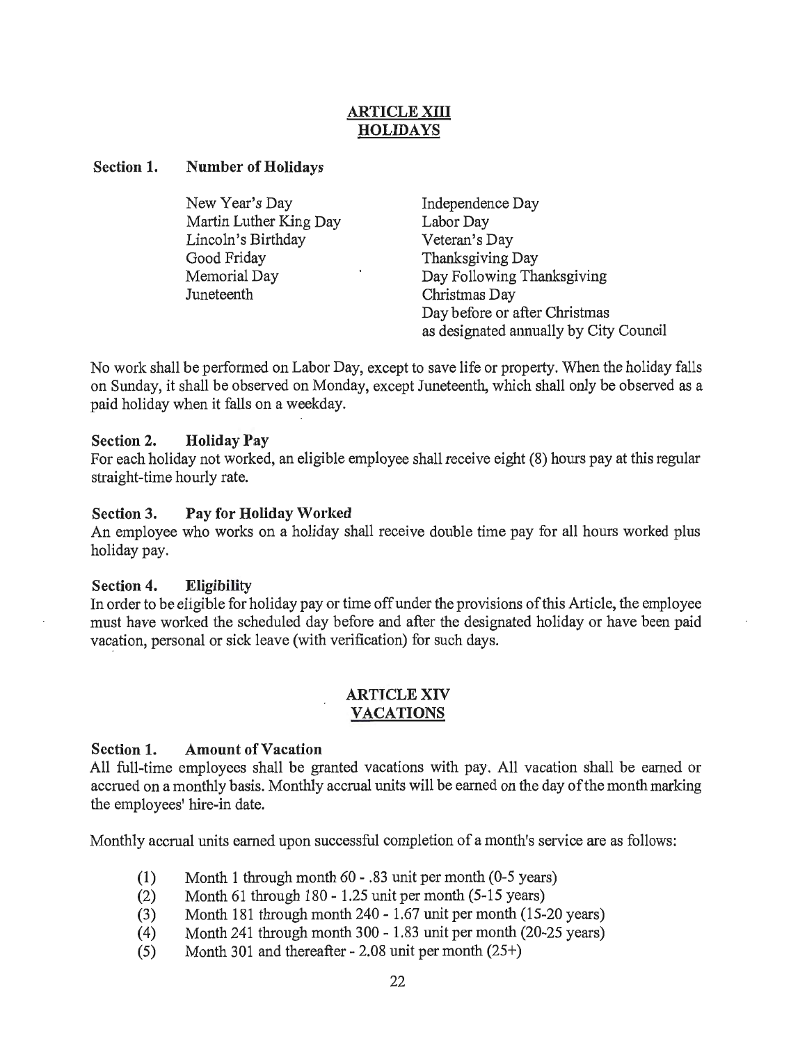## ARTICLE XIII
## HOLIDAYS

**Section 1. Number of Holidays**

- New Year's Day
- Martin Luther King Day
- Lincoln's Birthday
- Good Friday
- Memorial Day
- Juneteenth
- Independence Day
- Labor Day
- Veteran's Day
- Thanksgiving Day
- Day Following Thanksgiving
- Christmas Day
- Day before or after Christmas as designated annually by City Council

No work shall be performed on Labor Day, except to save life or property. When the holiday falls on Sunday, it shall be observed on Monday, except Juneteenth, which shall only be observed as a paid holiday when it falls on a weekday.

**Section 2. Holiday Pay**
For each holiday not worked, an eligible employee shall receive eight (8) hours pay at this regular straight-time hourly rate.

**Section 3. Pay for Holiday Worked**
An employee who works on a holiday shall receive double time pay for all hours worked plus holiday pay.

**Section 4. Eligibility**
In order to be eligible for holiday pay or time off under the provisions of this Article, the employee must have worked the scheduled day before and after the designated holiday or have been paid vacation, personal or sick leave (with verification) for such days.

## ARTICLE XIV
## VACATIONS

**Section 1. Amount of Vacation**
All full-time employees shall be granted vacations with pay. All vacation shall be earned or accrued on a monthly basis. Monthly accrual units will be earned on the day of the month marking the employees' hire-in date.

Monthly accrual units earned upon successful completion of a month's service are as follows:

(1) Month 1 through month 60 - .83 unit per month (0-5 years)
(2) Month 61 through 180 - 1.25 unit per month (5-15 years)
(3) Month 181 through month 240 - 1.67 unit per month (15-20 years)
(4) Month 241 through month 300 - 1.83 unit per month (20-25 years)
(5) Month 301 and thereafter - 2.08 unit per month (25+)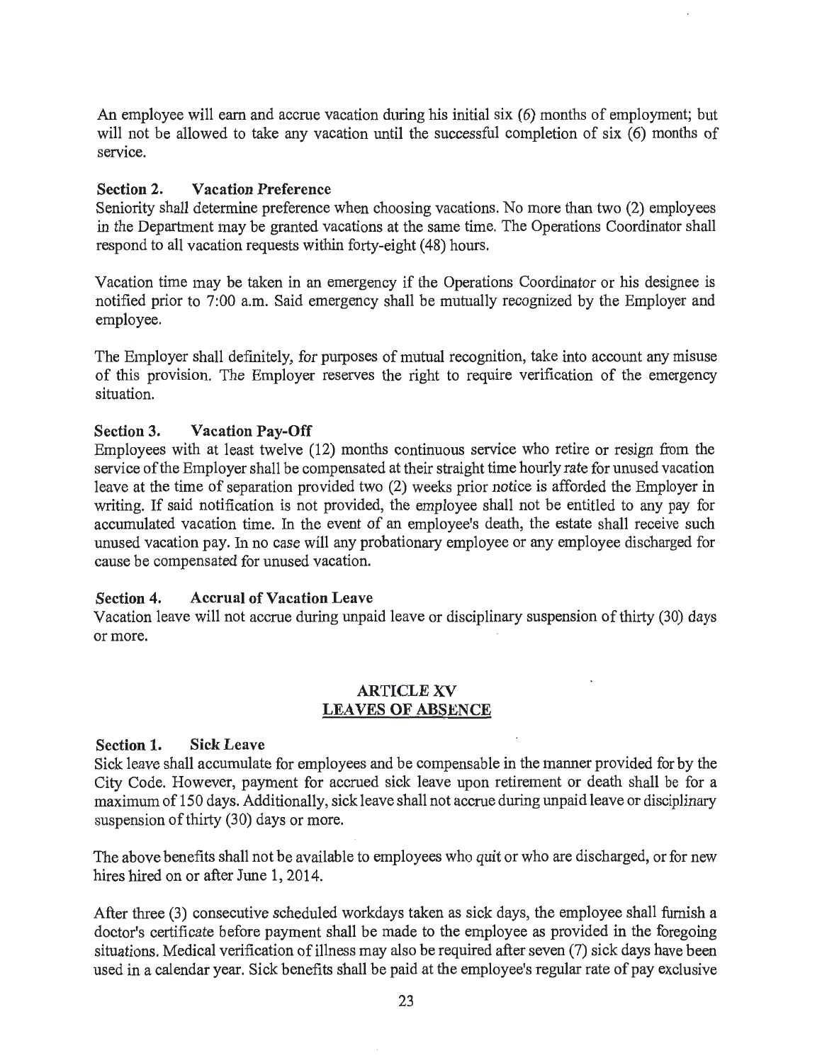An employee will earn and accrue vacation during his initial six (6) months of employment; but will not be allowed to take any vacation until the successful completion of six (6) months of service.

**Section 2. Vacation Preference**
Seniority shall determine preference when choosing vacations. No more than two (2) employees in the Department may be granted vacations at the same time. The Operations Coordinator shall respond to all vacation requests within forty-eight (48) hours.

Vacation time may be taken in an emergency if the Operations Coordinator or his designee is notified prior to 7:00 a.m. Said emergency shall be mutually recognized by the Employer and employee.

The Employer shall definitely, for purposes of mutual recognition, take into account any misuse of this provision. The Employer reserves the right to require verification of the emergency situation.

**Section 3. Vacation Pay-Off**
Employees with at least twelve (12) months continuous service who retire or resign from the service of the Employer shall be compensated at their straight time hourly rate for unused vacation leave at the time of separation provided two (2) weeks prior notice is afforded the Employer in writing. If said notification is not provided, the employee shall not be entitled to any pay for accumulated vacation time. In the event of an employee's death, the estate shall receive such unused vacation pay. In no case will any probationary employee or any employee discharged for cause be compensated for unused vacation.

**Section 4. Accrual of Vacation Leave**
Vacation leave will not accrue during unpaid leave or disciplinary suspension of thirty (30) days or more.

## ARTICLE XV
## LEAVES OF ABSENCE

**Section 1. Sick Leave**
Sick leave shall accumulate for employees and be compensable in the manner provided for by the City Code. However, payment for accrued sick leave upon retirement or death shall be for a maximum of 150 days. Additionally, sick leave shall not accrue during unpaid leave or disciplinary suspension of thirty (30) days or more.

The above benefits shall not be available to employees who quit or who are discharged, or for new hires hired on or after June 1, 2014.

After three (3) consecutive scheduled workdays taken as sick days, the employee shall furnish a doctor's certificate before payment shall be made to the employee as provided in the foregoing situations. Medical verification of illness may also be required after seven (7) sick days have been used in a calendar year. Sick benefits shall be paid at the employee's regular rate of pay exclusive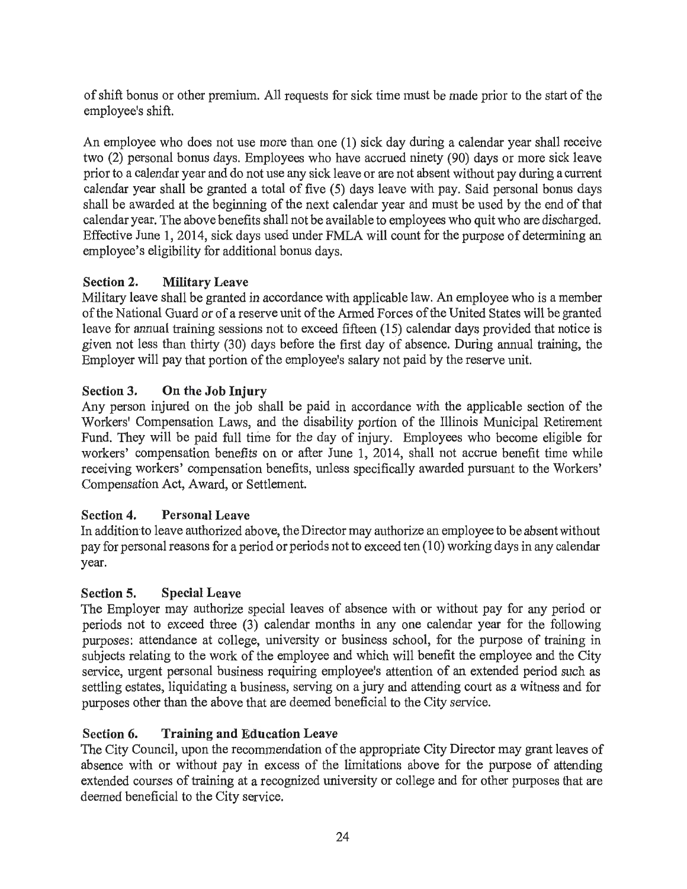of shift bonus or other premium. All requests for sick time must be made prior to the start of the employee's shift.

An employee who does not use more than one (1) sick day during a calendar year shall receive two (2) personal bonus days. Employees who have accrued ninety (90) days or more sick leave prior to a calendar year and do not use any sick leave or are not absent without pay during a current calendar year shall be granted a total of five (5) days leave with pay. Said personal bonus days shall be awarded at the beginning of the next calendar year and must be used by the end of that calendar year. The above benefits shall not be available to employees who quit who are discharged. Effective June 1, 2014, sick days used under FMLA will count for the purpose of determining an employee's eligibility for additional bonus days.

**Section 2. Military Leave**
Military leave shall be granted in accordance with applicable law. An employee who is a member of the National Guard or of a reserve unit of the Armed Forces of the United States will be granted leave for annual training sessions not to exceed fifteen (15) calendar days provided that notice is given not less than thirty (30) days before the first day of absence. During annual training, the Employer will pay that portion of the employee's salary not paid by the reserve unit.

**Section 3. On the Job Injury**
Any person injured on the job shall be paid in accordance with the applicable section of the Workers' Compensation Laws, and the disability portion of the Illinois Municipal Retirement Fund. They will be paid full time for the day of injury. Employees who become eligible for workers' compensation benefits on or after June 1, 2014, shall not accrue benefit time while receiving workers' compensation benefits, unless specifically awarded pursuant to the Workers' Compensation Act, Award, or Settlement.

**Section 4. Personal Leave**
In addition to leave authorized above, the Director may authorize an employee to be absent without pay for personal reasons for a period or periods not to exceed ten (10) working days in any calendar year.

**Section 5. Special Leave**
The Employer may authorize special leaves of absence with or without pay for any period or periods not to exceed three (3) calendar months in any one calendar year for the following purposes: attendance at college, university or business school, for the purpose of training in subjects relating to the work of the employee and which will benefit the employee and the City service, urgent personal business requiring employee's attention of an extended period such as settling estates, liquidating a business, serving on a jury and attending court as a witness and for purposes other than the above that are deemed beneficial to the City service.

**Section 6. Training and Education Leave**
The City Council, upon the recommendation of the appropriate City Director may grant leaves of absence with or without pay in excess of the limitations above for the purpose of attending extended courses of training at a recognized university or college and for other purposes that are deemed beneficial to the City service.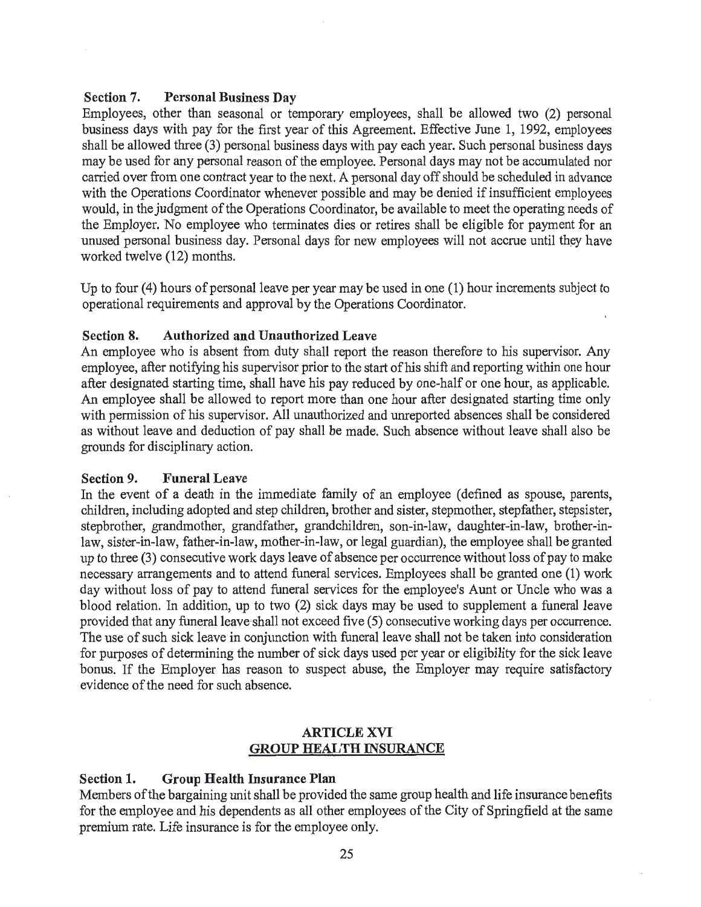**Section 7. Personal Business Day**

Employees, other than seasonal or temporary employees, shall be allowed two (2) personal business days with pay for the first year of this Agreement. Effective June 1, 1992, employees shall be allowed three (3) personal business days with pay each year. Such personal business days may be used for any personal reason of the employee. Personal days may not be accumulated nor carried over from one contract year to the next. A personal day off should be scheduled in advance with the Operations Coordinator whenever possible and may be denied if insufficient employees would, in the judgment of the Operations Coordinator, be available to meet the operating needs of the Employer. No employee who terminates dies or retires shall be eligible for payment for an unused personal business day. Personal days for new employees will not accrue until they have worked twelve (12) months.

Up to four (4) hours of personal leave per year may be used in one (1) hour increments subject to operational requirements and approval by the Operations Coordinator.

**Section 8. Authorized and Unauthorized Leave**

An employee who is absent from duty shall report the reason therefore to his supervisor. Any employee, after notifying his supervisor prior to the start of his shift and reporting within one hour after designated starting time, shall have his pay reduced by one-half or one hour, as applicable. An employee shall be allowed to report more than one hour after designated starting time only with permission of his supervisor. All unauthorized and unreported absences shall be considered as without leave and deduction of pay shall be made. Such absence without leave shall also be grounds for disciplinary action.

**Section 9. Funeral Leave**

In the event of a death in the immediate family of an employee (defined as spouse, parents, children, including adopted and step children, brother and sister, stepmother, stepfather, stepsister, stepbrother, grandmother, grandfather, grandchildren, son-in-law, daughter-in-law, brother-in-law, sister-in-law, father-in-law, mother-in-law, or legal guardian), the employee shall be granted up to three (3) consecutive work days leave of absence per occurrence without loss of pay to make necessary arrangements and to attend funeral services. Employees shall be granted one (1) work day without loss of pay to attend funeral services for the employee's Aunt or Uncle who was a blood relation. In addition, up to two (2) sick days may be used to supplement a funeral leave provided that any funeral leave shall not exceed five (5) consecutive working days per occurrence. The use of such sick leave in conjunction with funeral leave shall not be taken into consideration for purposes of determining the number of sick days used per year or eligibility for the sick leave bonus. If the Employer has reason to suspect abuse, the Employer may require satisfactory evidence of the need for such absence.

## ARTICLE XVI
## GROUP HEALTH INSURANCE

**Section 1. Group Health Insurance Plan**

Members of the bargaining unit shall be provided the same group health and life insurance benefits for the employee and his dependents as all other employees of the City of Springfield at the same premium rate. Life insurance is for the employee only.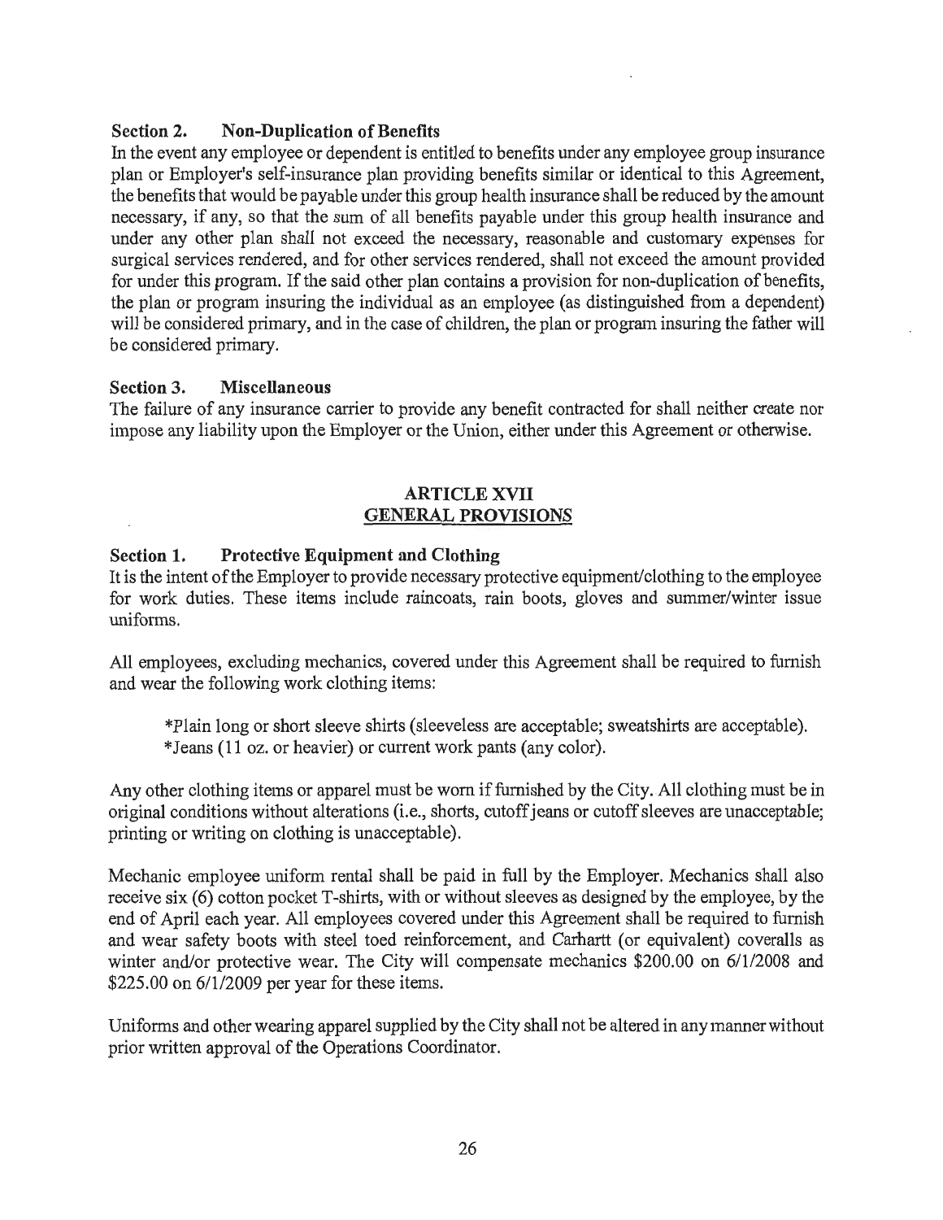**Section 2. Non-Duplication of Benefits**

In the event any employee or dependent is entitled to benefits under any employee group insurance plan or Employer's self-insurance plan providing benefits similar or identical to this Agreement, the benefits that would be payable under this group health insurance shall be reduced by the amount necessary, if any, so that the sum of all benefits payable under this group health insurance and under any other plan shall not exceed the necessary, reasonable and customary expenses for surgical services rendered, and for other services rendered, shall not exceed the amount provided for under this program. If the said other plan contains a provision for non-duplication of benefits, the plan or program insuring the individual as an employee (as distinguished from a dependent) will be considered primary, and in the case of children, the plan or program insuring the father will be considered primary.

**Section 3. Miscellaneous**

The failure of any insurance carrier to provide any benefit contracted for shall neither create nor impose any liability upon the Employer or the Union, either under this Agreement or otherwise.

## ARTICLE XVII
## GENERAL PROVISIONS

**Section 1. Protective Equipment and Clothing**

It is the intent of the Employer to provide necessary protective equipment/clothing to the employee for work duties. These items include raincoats, rain boots, gloves and summer/winter issue uniforms.

All employees, excluding mechanics, covered under this Agreement shall be required to furnish and wear the following work clothing items:

*Plain long or short sleeve shirts (sleeveless are acceptable; sweatshirts are acceptable).
*Jeans (11 oz. or heavier) or current work pants (any color).

Any other clothing items or apparel must be worn if furnished by the City. All clothing must be in original conditions without alterations (i.e., shorts, cutoff jeans or cutoff sleeves are unacceptable; printing or writing on clothing is unacceptable).

Mechanic employee uniform rental shall be paid in full by the Employer. Mechanics shall also receive six (6) cotton pocket T-shirts, with or without sleeves as designed by the employee, by the end of April each year. All employees covered under this Agreement shall be required to furnish and wear safety boots with steel toed reinforcement, and Carhartt (or equivalent) coveralls as winter and/or protective wear. The City will compensate mechanics $200.00 on 6/1/2008 and $225.00 on 6/1/2009 per year for these items.

Uniforms and other wearing apparel supplied by the City shall not be altered in any manner without prior written approval of the Operations Coordinator.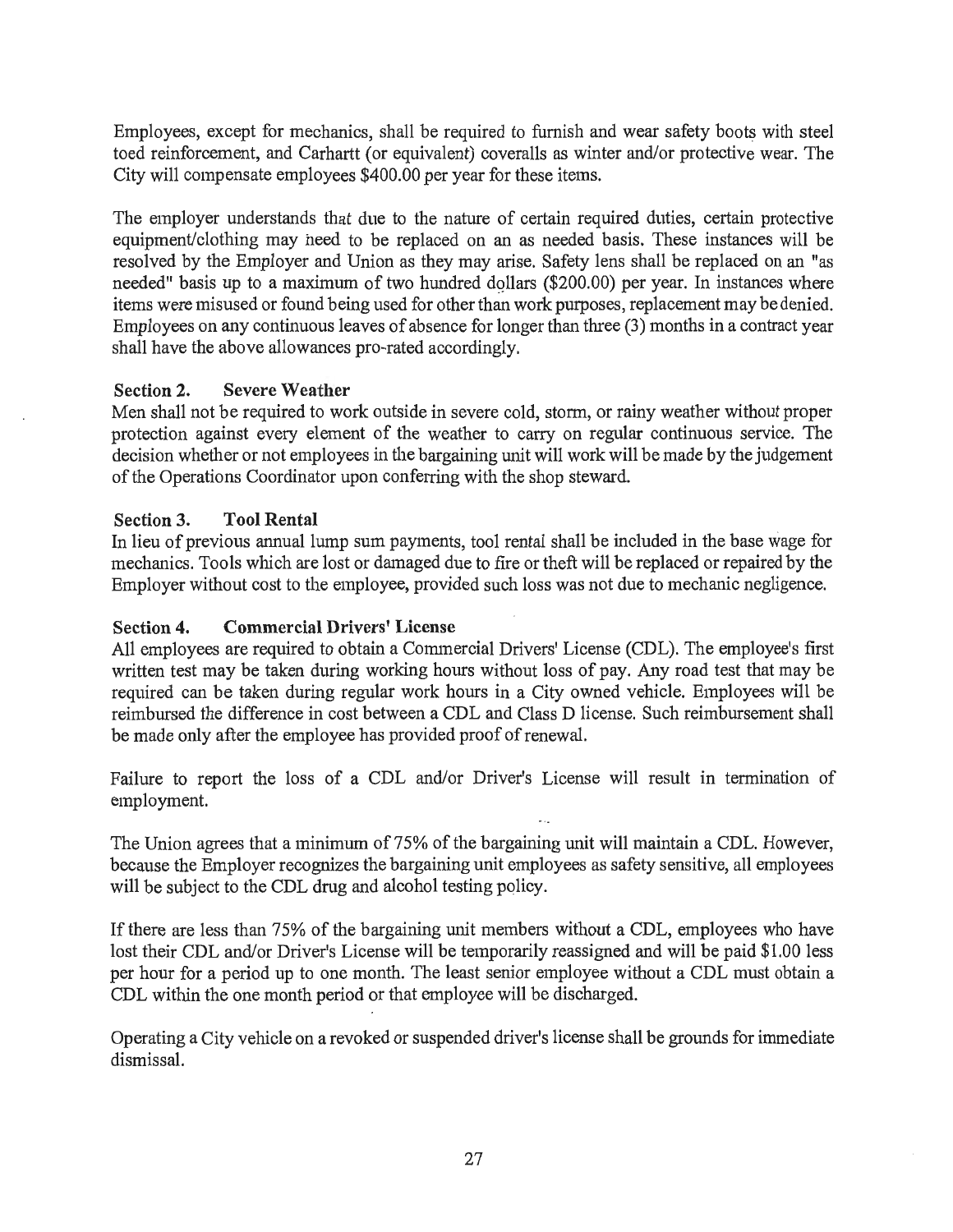Employees, except for mechanics, shall be required to furnish and wear safety boots with steel toed reinforcement, and Carhartt (or equivalent) coveralls as winter and/or protective wear. The City will compensate employees $400.00 per year for these items.

The employer understands that due to the nature of certain required duties, certain protective equipment/clothing may need to be replaced on an as needed basis. These instances will be resolved by the Employer and Union as they may arise. Safety lens shall be replaced on an "as needed" basis up to a maximum of two hundred dollars ($200.00) per year. In instances where items were misused or found being used for other than work purposes, replacement may be denied. Employees on any continuous leaves of absence for longer than three (3) months in a contract year shall have the above allowances pro-rated accordingly.

**Section 2. Severe Weather**

Men shall not be required to work outside in severe cold, storm, or rainy weather without proper protection against every element of the weather to carry on regular continuous service. The decision whether or not employees in the bargaining unit will work will be made by the judgement of the Operations Coordinator upon conferring with the shop steward.

**Section 3. Tool Rental**

In lieu of previous annual lump sum payments, tool rental shall be included in the base wage for mechanics. Tools which are lost or damaged due to fire or theft will be replaced or repaired by the Employer without cost to the employee, provided such loss was not due to mechanic negligence.

**Section 4. Commercial Drivers' License**

All employees are required to obtain a Commercial Drivers' License (CDL). The employee's first written test may be taken during working hours without loss of pay. Any road test that may be required can be taken during regular work hours in a City owned vehicle. Employees will be reimbursed the difference in cost between a CDL and Class D license. Such reimbursement shall be made only after the employee has provided proof of renewal.

Failure to report the loss of a CDL and/or Driver's License will result in termination of employment.

The Union agrees that a minimum of 75% of the bargaining unit will maintain a CDL. However, because the Employer recognizes the bargaining unit employees as safety sensitive, all employees will be subject to the CDL drug and alcohol testing policy.

If there are less than 75% of the bargaining unit members without a CDL, employees who have lost their CDL and/or Driver's License will be temporarily reassigned and will be paid $1.00 less per hour for a period up to one month. The least senior employee without a CDL must obtain a CDL within the one month period or that employee will be discharged.

Operating a City vehicle on a revoked or suspended driver's license shall be grounds for immediate dismissal.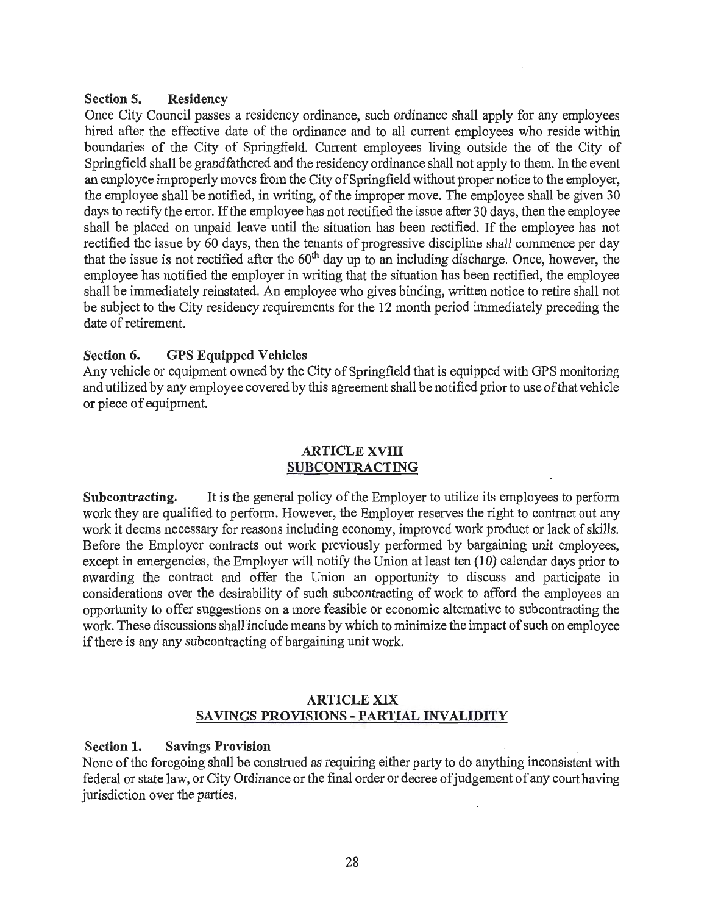**Section 5. Residency**

Once City Council passes a residency ordinance, such ordinance shall apply for any employees hired after the effective date of the ordinance and to all current employees who reside within boundaries of the City of Springfield. Current employees living outside the of the City of Springfield shall be grandfathered and the residency ordinance shall not apply to them. In the event an employee improperly moves from the City of Springfield without proper notice to the employer, the employee shall be notified, in writing, of the improper move. The employee shall be given 30 days to rectify the error. If the employee has not rectified the issue after 30 days, then the employee shall be placed on unpaid leave until the situation has been rectified. If the employee has not rectified the issue by 60 days, then the tenants of progressive discipline shall commence per day that the issue is not rectified after the 60th day up to an including discharge. Once, however, the employee has notified the employer in writing that the situation has been rectified, the employee shall be immediately reinstated. An employee who gives binding, written notice to retire shall not be subject to the City residency requirements for the 12 month period immediately preceding the date of retirement.

**Section 6. GPS Equipped Vehicles**

Any vehicle or equipment owned by the City of Springfield that is equipped with GPS monitoring and utilized by any employee covered by this agreement shall be notified prior to use of that vehicle or piece of equipment.

## ARTICLE XVIII
## SUBCONTRACTING

**Subcontracting.** It is the general policy of the Employer to utilize its employees to perform work they are qualified to perform. However, the Employer reserves the right to contract out any work it deems necessary for reasons including economy, improved work product or lack of skills. Before the Employer contracts out work previously performed by bargaining unit employees, except in emergencies, the Employer will notify the Union at least ten (10) calendar days prior to awarding the contract and offer the Union an opportunity to discuss and participate in considerations over the desirability of such subcontracting of work to afford the employees an opportunity to offer suggestions on a more feasible or economic alternative to subcontracting the work. These discussions shall include means by which to minimize the impact of such on employee if there is any any subcontracting of bargaining unit work.

## ARTICLE XIX
## SAVINGS PROVISIONS - PARTIAL INVALIDITY

**Section 1. Savings Provision**

None of the foregoing shall be construed as requiring either party to do anything inconsistent with federal or state law, or City Ordinance or the final order or decree of judgement of any court having jurisdiction over the parties.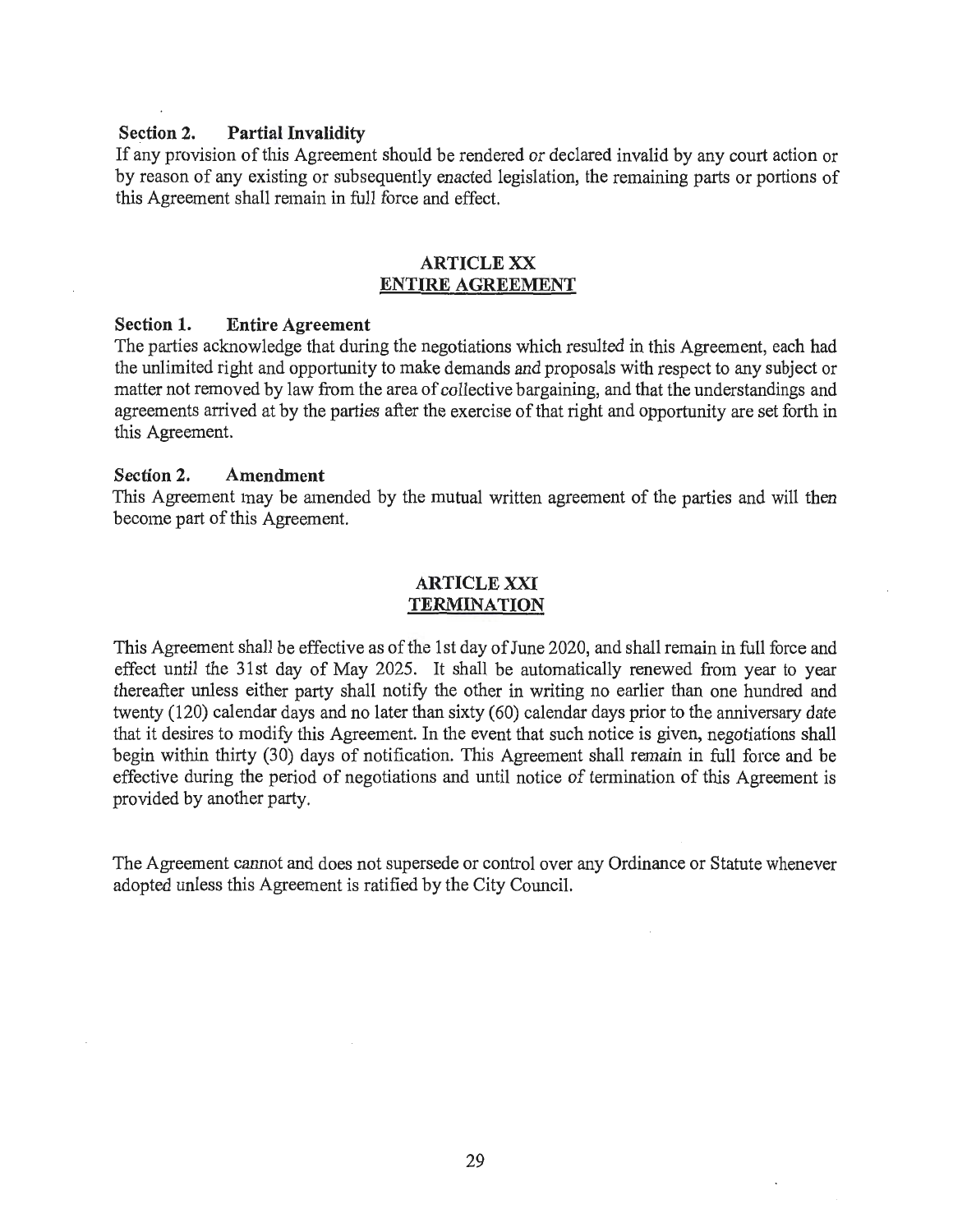**Section 2. Partial Invalidity**
If any provision of this Agreement should be rendered or declared invalid by any court action or by reason of any existing or subsequently enacted legislation, the remaining parts or portions of this Agreement shall remain in full force and effect.

## ARTICLE XX
## ENTIRE AGREEMENT

**Section 1. Entire Agreement**
The parties acknowledge that during the negotiations which resulted in this Agreement, each had the unlimited right and opportunity to make demands and proposals with respect to any subject or matter not removed by law from the area of collective bargaining, and that the understandings and agreements arrived at by the parties after the exercise of that right and opportunity are set forth in this Agreement.

**Section 2. Amendment**
This Agreement may be amended by the mutual written agreement of the parties and will then become part of this Agreement.

## ARTICLE XXI
## TERMINATION

This Agreement shall be effective as of the 1st day of June 2020, and shall remain in full force and effect until the 31st day of May 2025. It shall be automatically renewed from year to year thereafter unless either party shall notify the other in writing no earlier than one hundred and twenty (120) calendar days and no later than sixty (60) calendar days prior to the anniversary date that it desires to modify this Agreement. In the event that such notice is given, negotiations shall begin within thirty (30) days of notification. This Agreement shall remain in full force and be effective during the period of negotiations and until notice of termination of this Agreement is provided by another party.

The Agreement cannot and does not supersede or control over any Ordinance or Statute whenever adopted unless this Agreement is ratified by the City Council.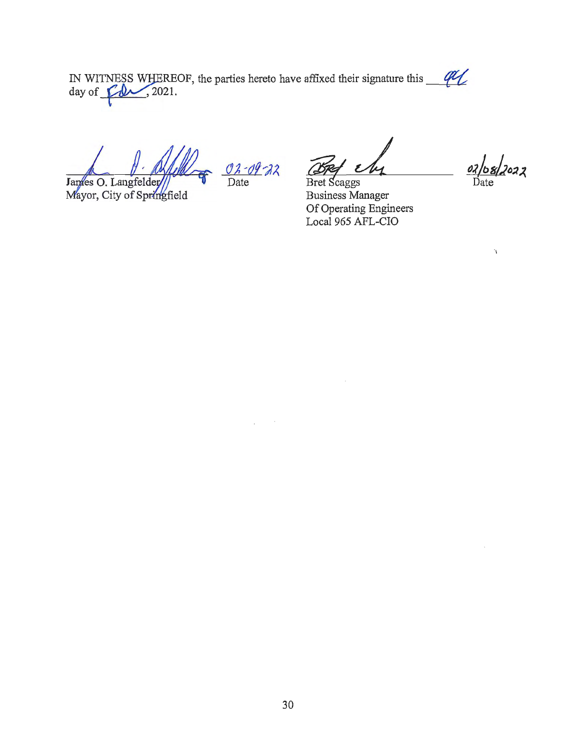IN WITNESS WHEREOF, the parties hereto have affixed their signature this 9th day of Feb, 2021.

| | |
|---|---|
| James O. Langfelder — 02-09-22 | Bret Scaggs — 02/08/2022 |
| Mayor, City of Springfield — Date | Business Manager Of Operating Engineers Local 965 AFL-CIO — Date |